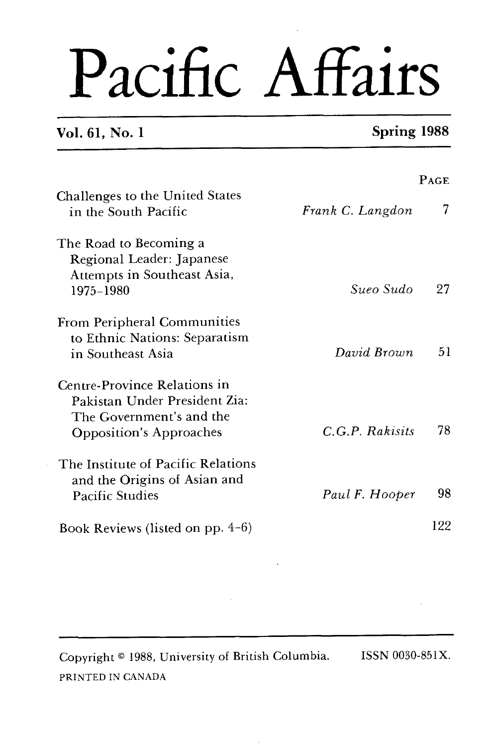# Pacific Affairs

**Vol. 61, No. 1** **Spring 1988**

| | | PAGE |
|---|---|---|
| Challenges to the United States in the South Pacific | *Frank C. Langdon* | 7 |
| The Road to Becoming a Regional Leader: Japanese Attempts in Southeast Asia, 1975–1980 | *Sueo Sudo* | 27 |
| From Peripheral Communities to Ethnic Nations: Separatism in Southeast Asia | *David Brown* | 51 |
| Centre-Province Relations in Pakistan Under President Zia: The Government's and the Opposition's Approaches | *C.G.P. Rakisits* | 78 |
| The Institute of Pacific Relations and the Origins of Asian and Pacific Studies | *Paul F. Hooper* | 98 |
| Book Reviews (listed on pp. 4–6) | | 122 |

Copyright © 1988, University of British Columbia. ISSN 0030-851X.

PRINTED IN CANADA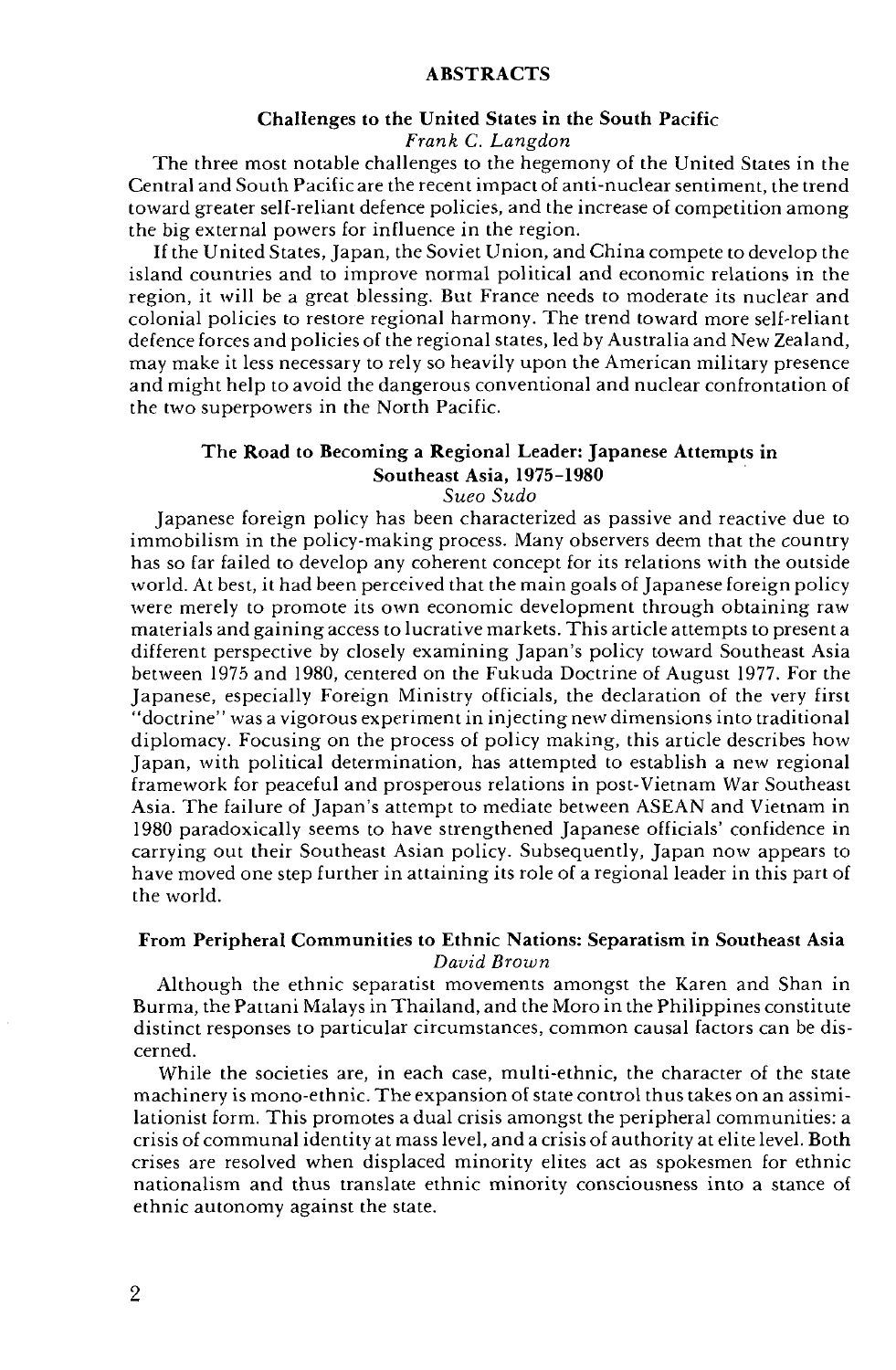# ABSTRACTS

## Challenges to the United States in the South Pacific

*Frank C. Langdon*

The three most notable challenges to the hegemony of the United States in the Central and South Pacific are the recent impact of anti-nuclear sentiment, the trend toward greater self-reliant defence policies, and the increase of competition among the big external powers for influence in the region.

If the United States, Japan, the Soviet Union, and China compete to develop the island countries and to improve normal political and economic relations in the region, it will be a great blessing. But France needs to moderate its nuclear and colonial policies to restore regional harmony. The trend toward more self-reliant defence forces and policies of the regional states, led by Australia and New Zealand, may make it less necessary to rely so heavily upon the American military presence and might help to avoid the dangerous conventional and nuclear confrontation of the two superpowers in the North Pacific.

## The Road to Becoming a Regional Leader: Japanese Attempts in Southeast Asia, 1975–1980

*Sueo Sudo*

Japanese foreign policy has been characterized as passive and reactive due to immobilism in the policy-making process. Many observers deem that the country has so far failed to develop any coherent concept for its relations with the outside world. At best, it had been perceived that the main goals of Japanese foreign policy were merely to promote its own economic development through obtaining raw materials and gaining access to lucrative markets. This article attempts to present a different perspective by closely examining Japan's policy toward Southeast Asia between 1975 and 1980, centered on the Fukuda Doctrine of August 1977. For the Japanese, especially Foreign Ministry officials, the declaration of the very first "doctrine" was a vigorous experiment in injecting new dimensions into traditional diplomacy. Focusing on the process of policy making, this article describes how Japan, with political determination, has attempted to establish a new regional framework for peaceful and prosperous relations in post-Vietnam War Southeast Asia. The failure of Japan's attempt to mediate between ASEAN and Vietnam in 1980 paradoxically seems to have strengthened Japanese officials' confidence in carrying out their Southeast Asian policy. Subsequently, Japan now appears to have moved one step further in attaining its role of a regional leader in this part of the world.

## From Peripheral Communities to Ethnic Nations: Separatism in Southeast Asia

*David Brown*

Although the ethnic separatist movements amongst the Karen and Shan in Burma, the Pattani Malays in Thailand, and the Moro in the Philippines constitute distinct responses to particular circumstances, common causal factors can be discerned.

While the societies are, in each case, multi-ethnic, the character of the state machinery is mono-ethnic. The expansion of state control thus takes on an assimilationist form. This promotes a dual crisis amongst the peripheral communities: a crisis of communal identity at mass level, and a crisis of authority at elite level. Both crises are resolved when displaced minority elites act as spokesmen for ethnic nationalism and thus translate ethnic minority consciousness into a stance of ethnic autonomy against the state.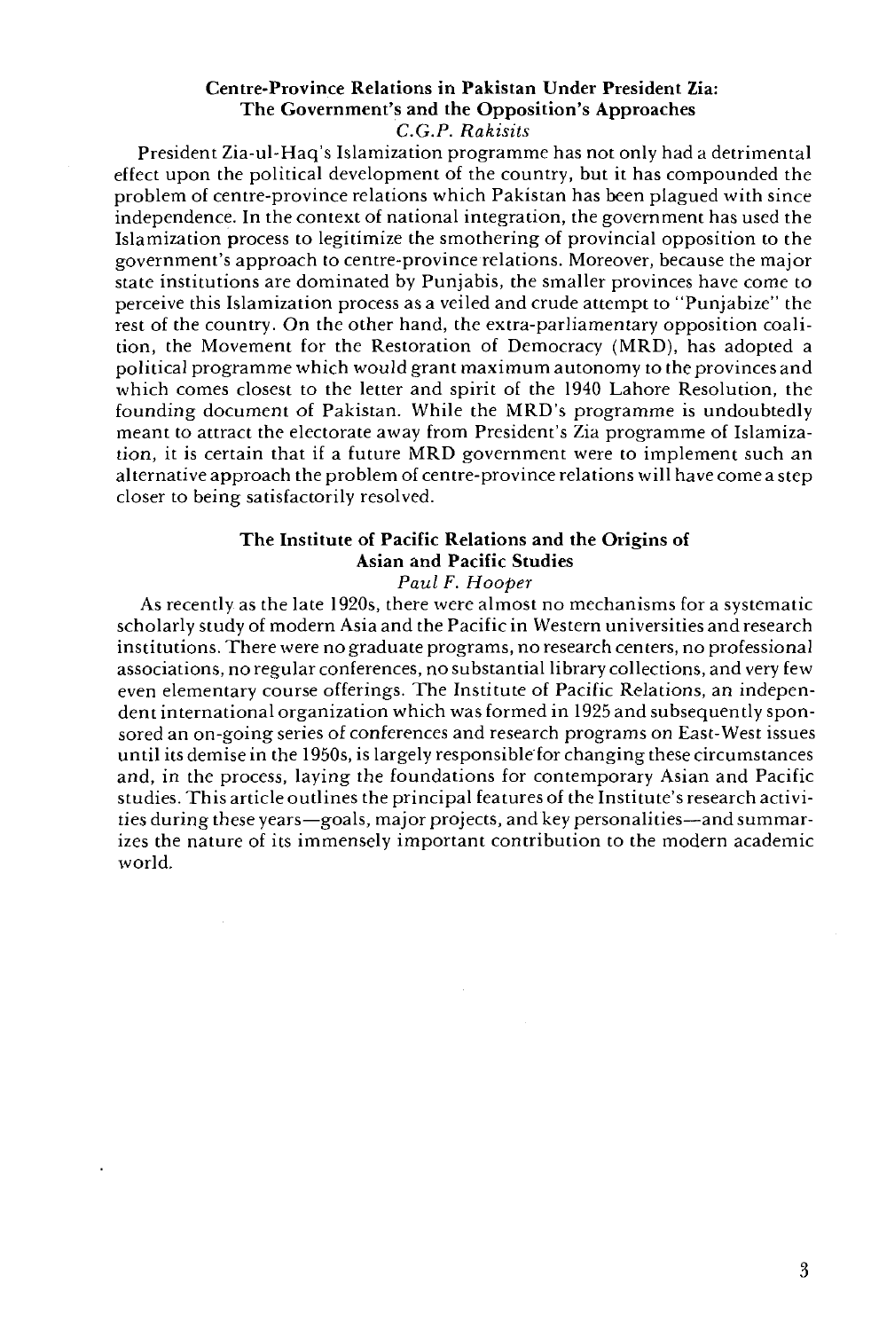### Centre-Province Relations in Pakistan Under President Zia: The Government's and the Opposition's Approaches

*C.G.P. Rakisits*

President Zia-ul-Haq's Islamization programme has not only had a detrimental effect upon the political development of the country, but it has compounded the problem of centre-province relations which Pakistan has been plagued with since independence. In the context of national integration, the government has used the Islamization process to legitimize the smothering of provincial opposition to the government's approach to centre-province relations. Moreover, because the major state institutions are dominated by Punjabis, the smaller provinces have come to perceive this Islamization process as a veiled and crude attempt to "Punjabize" the rest of the country. On the other hand, the extra-parliamentary opposition coalition, the Movement for the Restoration of Democracy (MRD), has adopted a political programme which would grant maximum autonomy to the provinces and which comes closest to the letter and spirit of the 1940 Lahore Resolution, the founding document of Pakistan. While the MRD's programme is undoubtedly meant to attract the electorate away from President's Zia programme of Islamization, it is certain that if a future MRD government were to implement such an alternative approach the problem of centre-province relations will have come a step closer to being satisfactorily resolved.

### The Institute of Pacific Relations and the Origins of Asian and Pacific Studies

*Paul F. Hooper*

As recently as the late 1920s, there were almost no mechanisms for a systematic scholarly study of modern Asia and the Pacific in Western universities and research institutions. There were no graduate programs, no research centers, no professional associations, no regular conferences, no substantial library collections, and very few even elementary course offerings. The Institute of Pacific Relations, an independent international organization which was formed in 1925 and subsequently sponsored an on-going series of conferences and research programs on East-West issues until its demise in the 1950s, is largely responsible for changing these circumstances and, in the process, laying the foundations for contemporary Asian and Pacific studies. This article outlines the principal features of the Institute's research activities during these years—goals, major projects, and key personalities—and summarizes the nature of its immensely important contribution to the modern academic world.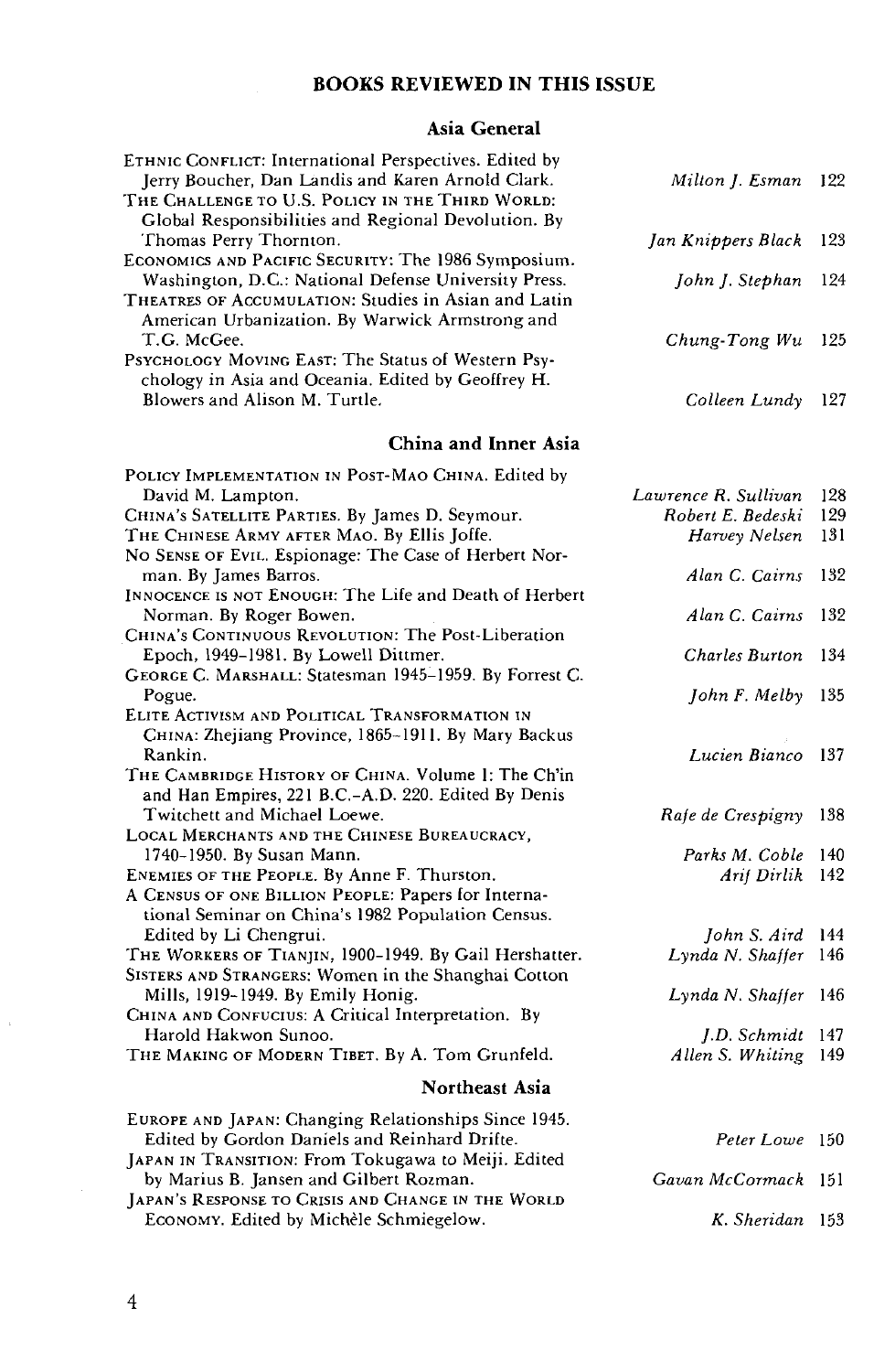## BOOKS REVIEWED IN THIS ISSUE

### Asia General

| Book | Reviewer | Page |
|---|---|---|
| ETHNIC CONFLICT: International Perspectives. Edited by Jerry Boucher, Dan Landis and Karen Arnold Clark. | *Milton J. Esman* | 122 |
| THE CHALLENGE TO U.S. POLICY IN THE THIRD WORLD: Global Responsibilities and Regional Devolution. By Thomas Perry Thornton. | *Jan Knippers Black* | 123 |
| ECONOMICS AND PACIFIC SECURITY: The 1986 Symposium. Washington, D.C.: National Defense University Press. | *John J. Stephan* | 124 |
| THEATRES OF ACCUMULATION: Studies in Asian and Latin American Urbanization. By Warwick Armstrong and T.G. McGee. | *Chung-Tong Wu* | 125 |
| PSYCHOLOGY MOVING EAST: The Status of Western Psychology in Asia and Oceania. Edited by Geoffrey H. Blowers and Alison M. Turtle. | *Colleen Lundy* | 127 |

### China and Inner Asia

| Book | Reviewer | Page |
|---|---|---|
| POLICY IMPLEMENTATION IN POST-MAO CHINA. Edited by David M. Lampton. | *Lawrence R. Sullivan* | 128 |
| CHINA'S SATELLITE PARTIES. By James D. Seymour. | *Robert E. Bedeski* | 129 |
| THE CHINESE ARMY AFTER MAO. By Ellis Joffe. | *Harvey Nelsen* | 131 |
| NO SENSE OF EVIL. Espionage: The Case of Herbert Norman. By James Barros. | *Alan C. Cairns* | 132 |
| INNOCENCE IS NOT ENOUGH: The Life and Death of Herbert Norman. By Roger Bowen. | *Alan C. Cairns* | 132 |
| CHINA'S CONTINUOUS REVOLUTION: The Post-Liberation Epoch, 1949–1981. By Lowell Dittmer. | *Charles Burton* | 134 |
| GEORGE C. MARSHALL: Statesman 1945–1959. By Forrest C. Pogue. | *John F. Melby* | 135 |
| ELITE ACTIVISM AND POLITICAL TRANSFORMATION IN CHINA: Zhejiang Province, 1865–1911. By Mary Backus Rankin. | *Lucien Bianco* | 137 |
| THE CAMBRIDGE HISTORY OF CHINA. Volume 1: The Ch'in and Han Empires, 221 B.C.–A.D. 220. Edited By Denis Twitchett and Michael Loewe. | *Rafe de Crespigny* | 138 |
| LOCAL MERCHANTS AND THE CHINESE BUREAUCRACY, 1740–1950. By Susan Mann. | *Parks M. Coble* | 140 |
| ENEMIES OF THE PEOPLE. By Anne F. Thurston. | *Arif Dirlik* | 142 |
| A CENSUS OF ONE BILLION PEOPLE: Papers for International Seminar on China's 1982 Population Census. Edited by Li Chengrui. | *John S. Aird* | 144 |
| THE WORKERS OF TIANJIN, 1900–1949. By Gail Hershatter. | *Lynda N. Shaffer* | 146 |
| SISTERS AND STRANGERS: Women in the Shanghai Cotton Mills, 1919–1949. By Emily Honig. | *Lynda N. Shaffer* | 146 |
| CHINA AND CONFUCIUS: A Critical Interpretation. By Harold Hakwon Sunoo. | *J.D. Schmidt* | 147 |
| THE MAKING OF MODERN TIBET. By A. Tom Grunfeld. | *Allen S. Whiting* | 149 |

### Northeast Asia

| Book | Reviewer | Page |
|---|---|---|
| EUROPE AND JAPAN: Changing Relationships Since 1945. Edited by Gordon Daniels and Reinhard Drifte. | *Peter Lowe* | 150 |
| JAPAN IN TRANSITION: From Tokugawa to Meiji. Edited by Marius B. Jansen and Gilbert Rozman. | *Gavan McCormack* | 151 |
| JAPAN'S RESPONSE TO CRISIS AND CHANGE IN THE WORLD ECONOMY. Edited by Michèle Schmiegelow. | *K. Sheridan* | 153 |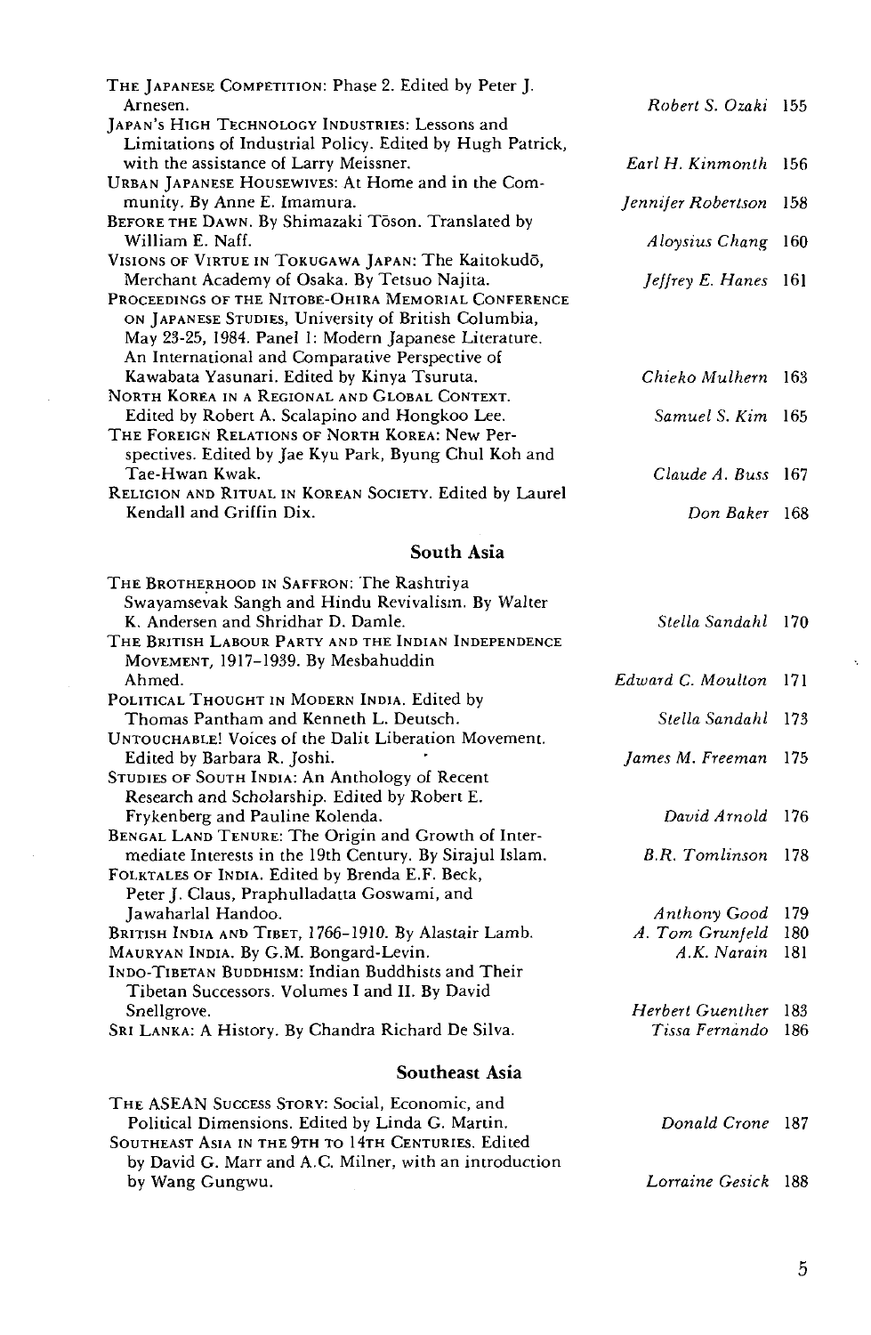THE JAPANESE COMPETITION: Phase 2. Edited by Peter J. Arnesen. — *Robert S. Ozaki* 155

JAPAN'S HIGH TECHNOLOGY INDUSTRIES: Lessons and Limitations of Industrial Policy. Edited by Hugh Patrick, with the assistance of Larry Meissner. — *Earl H. Kinmonth* 156

URBAN JAPANESE HOUSEWIVES: At Home and in the Community. By Anne E. Imamura. — *Jennifer Robertson* 158

BEFORE THE DAWN. By Shimazaki Tōson. Translated by William E. Naff. — *Aloysius Chang* 160

VISIONS OF VIRTUE IN TOKUGAWA JAPAN: The Kaitokudō, Merchant Academy of Osaka. By Tetsuo Najita. — *Jeffrey E. Hanes* 161

PROCEEDINGS OF THE NITOBE-OHIRA MEMORIAL CONFERENCE ON JAPANESE STUDIES, University of British Columbia, May 23-25, 1984. Panel 1: Modern Japanese Literature. An International and Comparative Perspective of Kawabata Yasunari. Edited by Kinya Tsuruta. — *Chieko Mulhern* 163

NORTH KOREA IN A REGIONAL AND GLOBAL CONTEXT. Edited by Robert A. Scalapino and Hongkoo Lee. — *Samuel S. Kim* 165

THE FOREIGN RELATIONS OF NORTH KOREA: New Perspectives. Edited by Jae Kyu Park, Byung Chul Koh and Tae-Hwan Kwak. — *Claude A. Buss* 167

RELIGION AND RITUAL IN KOREAN SOCIETY. Edited by Laurel Kendall and Griffin Dix. — *Don Baker* 168

## South Asia

THE BROTHERHOOD IN SAFFRON: The Rashtriya Swayamsevak Sangh and Hindu Revivalism. By Walter K. Andersen and Shridhar D. Damle. — *Stella Sandahl* 170

THE BRITISH LABOUR PARTY AND THE INDIAN INDEPENDENCE MOVEMENT, 1917–1939. By Mesbahuddin Ahmed. — *Edward C. Moulton* 171

POLITICAL THOUGHT IN MODERN INDIA. Edited by Thomas Pantham and Kenneth L. Deutsch. — *Stella Sandahl* 173

UNTOUCHABLE! Voices of the Dalit Liberation Movement. Edited by Barbara R. Joshi. — *James M. Freeman* 175

STUDIES OF SOUTH INDIA: An Anthology of Recent Research and Scholarship. Edited by Robert E. Frykenberg and Pauline Kolenda. — *David Arnold* 176

BENGAL LAND TENURE: The Origin and Growth of Intermediate Interests in the 19th Century. By Sirajul Islam. — *B.R. Tomlinson* 178

FOLKTALES OF INDIA. Edited by Brenda E.F. Beck, Peter J. Claus, Praphulladatta Goswami, and Jawaharlal Handoo. — *Anthony Good* 179

BRITISH INDIA AND TIBET, 1766–1910. By Alastair Lamb. — *A. Tom Grunfeld* 180

MAURYAN INDIA. By G.M. Bongard-Levin. — *A.K. Narain* 181

INDO-TIBETAN BUDDHISM: Indian Buddhists and Their Tibetan Successors. Volumes I and II. By David Snellgrove. — *Herbert Guenther* 183

SRI LANKA: A History. By Chandra Richard De Silva. — *Tissa Fernando* 186

## Southeast Asia

THE ASEAN SUCCESS STORY: Social, Economic, and Political Dimensions. Edited by Linda G. Martin. — *Donald Crone* 187

SOUTHEAST ASIA IN THE 9TH TO 14TH CENTURIES. Edited by David G. Marr and A.C. Milner, with an introduction by Wang Gungwu. — *Lorraine Gesick* 188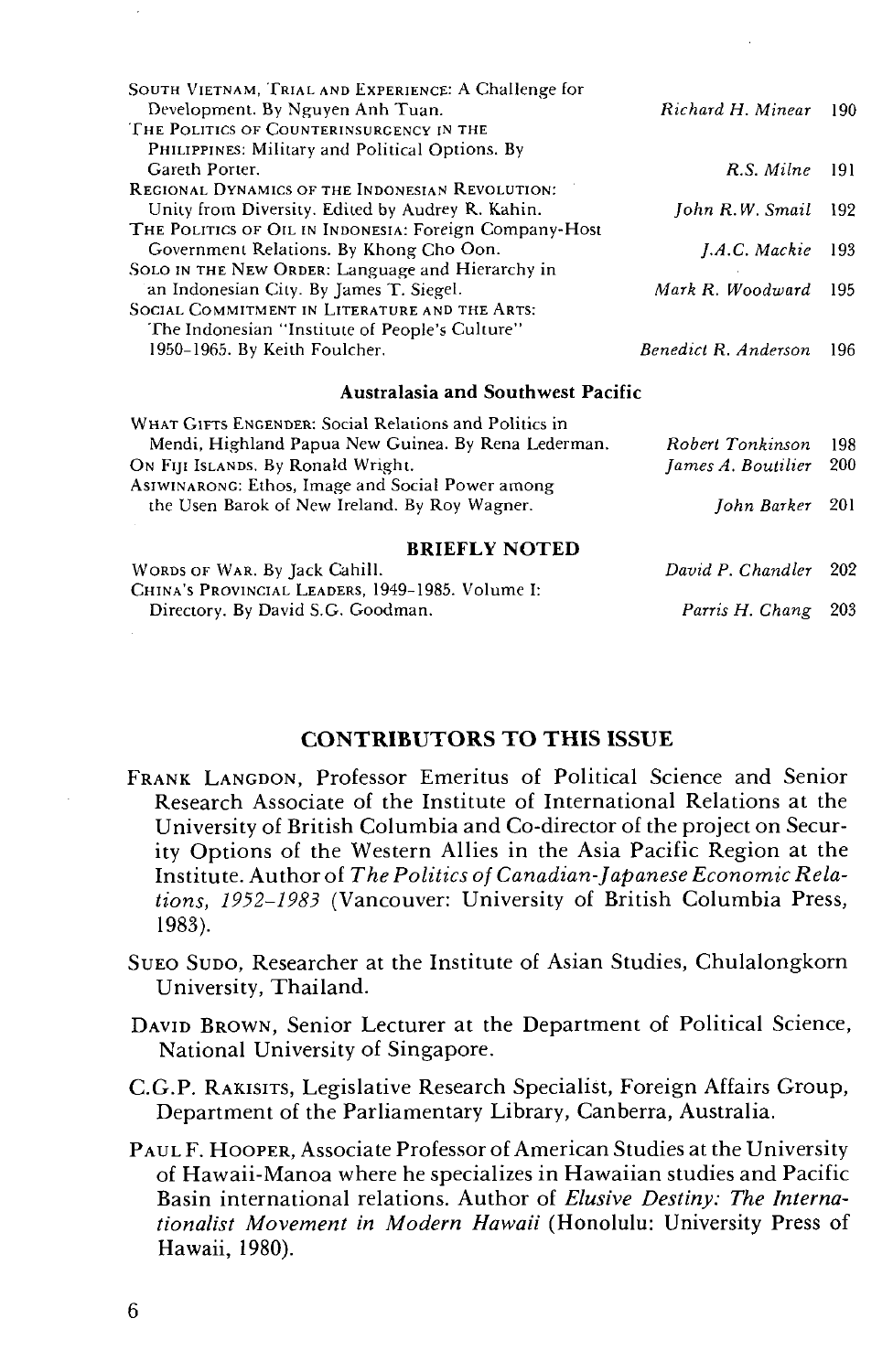| | | |
|---|---|---|
| SOUTH VIETNAM, TRIAL AND EXPERIENCE: A Challenge for Development. By Nguyen Anh Tuan. | *Richard H. Minear* | 190 |
| THE POLITICS OF COUNTERINSURGENCY IN THE PHILIPPINES: Military and Political Options. By Gareth Porter. | *R.S. Milne* | 191 |
| REGIONAL DYNAMICS OF THE INDONESIAN REVOLUTION: Unity from Diversity. Edited by Audrey R. Kahin. | *John R.W. Smail* | 192 |
| THE POLITICS OF OIL IN INDONESIA: Foreign Company-Host Government Relations. By Khong Cho Oon. | *J.A.C. Mackie* | 193 |
| SOLO IN THE NEW ORDER: Language and Hierarchy in an Indonesian City. By James T. Siegel. | *Mark R. Woodward* | 195 |
| SOCIAL COMMITMENT IN LITERATURE AND THE ARTS: The Indonesian "Institute of People's Culture" 1950–1965. By Keith Foulcher. | *Benedict R. Anderson* | 196 |

### Australasia and Southwest Pacific

| | | |
|---|---|---|
| WHAT GIFTS ENGENDER: Social Relations and Politics in Mendi, Highland Papua New Guinea. By Rena Lederman. | *Robert Tonkinson* | 198 |
| ON FIJI ISLANDS. By Ronald Wright. | *James A. Boutilier* | 200 |
| ASIWINARONG: Ethos, Image and Social Power among the Usen Barok of New Ireland. By Roy Wagner. | *John Barker* | 201 |

### BRIEFLY NOTED

| | | |
|---|---|---|
| WORDS OF WAR. By Jack Cahill. | *David P. Chandler* | 202 |
| CHINA'S PROVINCIAL LEADERS, 1949–1985. Volume I: Directory. By David S.G. Goodman. | *Parris H. Chang* | 203 |

## CONTRIBUTORS TO THIS ISSUE

FRANK LANGDON, Professor Emeritus of Political Science and Senior Research Associate of the Institute of International Relations at the University of British Columbia and Co-director of the project on Security Options of the Western Allies in the Asia Pacific Region at the Institute. Author of *The Politics of Canadian-Japanese Economic Relations, 1952–1983* (Vancouver: University of British Columbia Press, 1983).

SUEO SUDO, Researcher at the Institute of Asian Studies, Chulalongkorn University, Thailand.

DAVID BROWN, Senior Lecturer at the Department of Political Science, National University of Singapore.

C.G.P. RAKISITS, Legislative Research Specialist, Foreign Affairs Group, Department of the Parliamentary Library, Canberra, Australia.

PAUL F. HOOPER, Associate Professor of American Studies at the University of Hawaii-Manoa where he specializes in Hawaiian studies and Pacific Basin international relations. Author of *Elusive Destiny: The Internationalist Movement in Modern Hawaii* (Honolulu: University Press of Hawaii, 1980).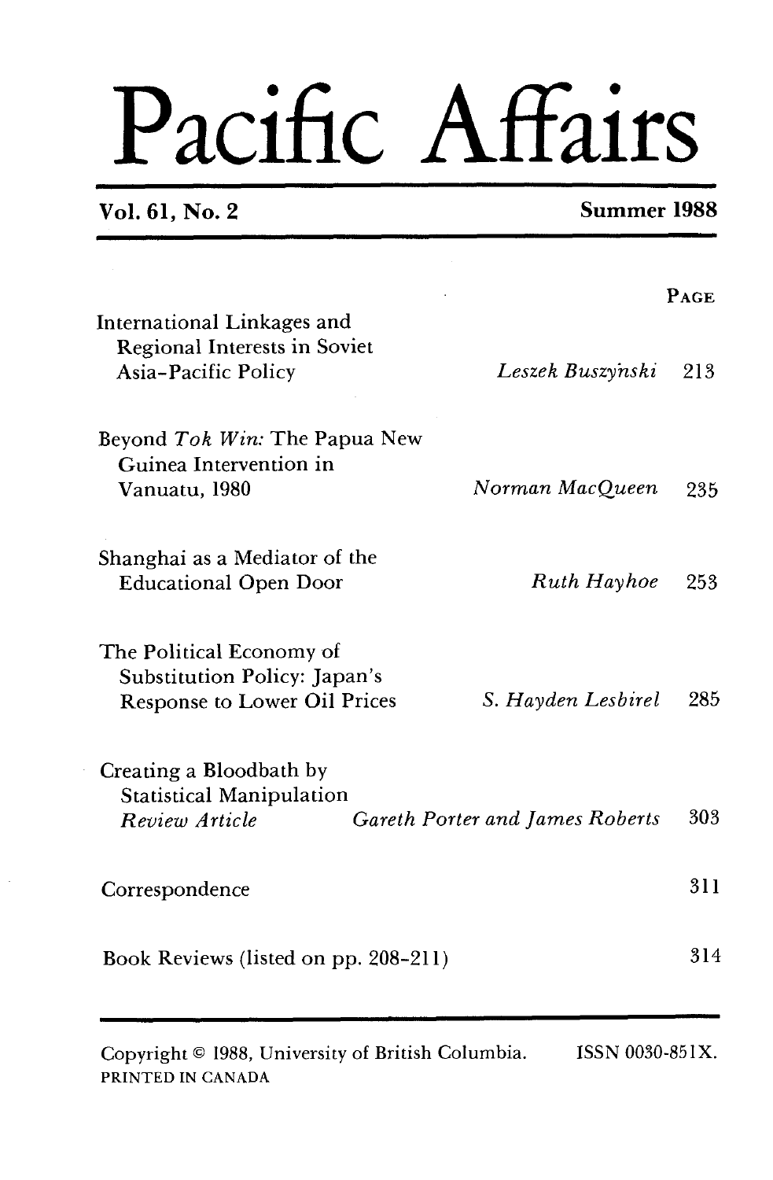# Pacific Affairs

**Vol. 61, No. 2** **Summer 1988**

| | | PAGE |
|---|---|---|
| International Linkages and Regional Interests in Soviet Asia-Pacific Policy | *Leszek Buszyński* | 213 |
| Beyond *Tok Win:* The Papua New Guinea Intervention in Vanuatu, 1980 | *Norman MacQueen* | 235 |
| Shanghai as a Mediator of the Educational Open Door | *Ruth Hayhoe* | 253 |
| The Political Economy of Substitution Policy: Japan's Response to Lower Oil Prices | *S. Hayden Lesbirel* | 285 |
| Creating a Bloodbath by Statistical Manipulation *Review Article* | *Gareth Porter and James Roberts* | 303 |
| Correspondence | | 311 |
| Book Reviews (listed on pp. 208–211) | | 314 |

Copyright © 1988, University of British Columbia. ISSN 0030-851X.
PRINTED IN CANADA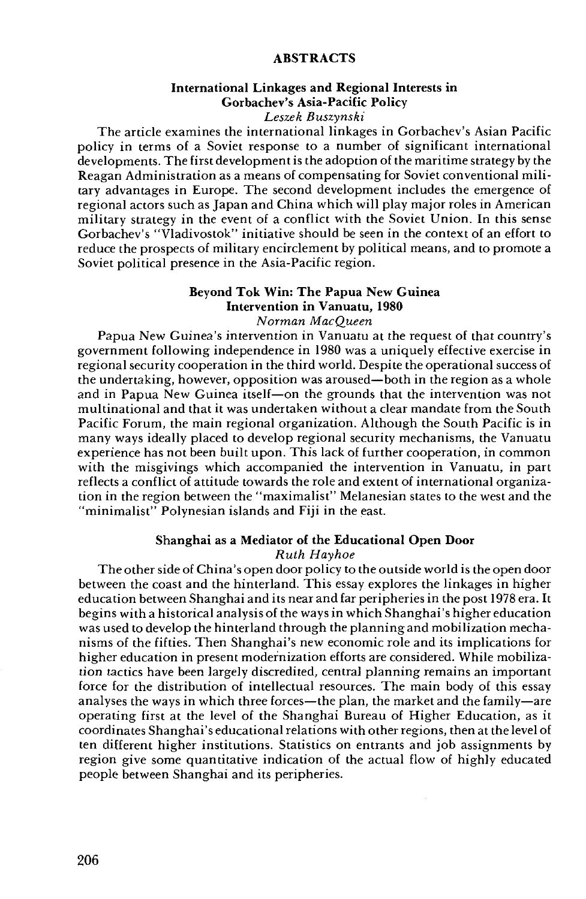## ABSTRACTS

### International Linkages and Regional Interests in Gorbachev's Asia-Pacific Policy

*Leszek Buszynski*

The article examines the international linkages in Gorbachev's Asian Pacific policy in terms of a Soviet response to a number of significant international developments. The first development is the adoption of the maritime strategy by the Reagan Administration as a means of compensating for Soviet conventional military advantages in Europe. The second development includes the emergence of regional actors such as Japan and China which will play major roles in American military strategy in the event of a conflict with the Soviet Union. In this sense Gorbachev's "Vladivostok" initiative should be seen in the context of an effort to reduce the prospects of military encirclement by political means, and to promote a Soviet political presence in the Asia-Pacific region.

### Beyond Tok Win: The Papua New Guinea Intervention in Vanuatu, 1980

*Norman MacQueen*

Papua New Guinea's intervention in Vanuatu at the request of that country's government following independence in 1980 was a uniquely effective exercise in regional security cooperation in the third world. Despite the operational success of the undertaking, however, opposition was aroused—both in the region as a whole and in Papua New Guinea itself—on the grounds that the intervention was not multinational and that it was undertaken without a clear mandate from the South Pacific Forum, the main regional organization. Although the South Pacific is in many ways ideally placed to develop regional security mechanisms, the Vanuatu experience has not been built upon. This lack of further cooperation, in common with the misgivings which accompanied the intervention in Vanuatu, in part reflects a conflict of attitude towards the role and extent of international organization in the region between the "maximalist" Melanesian states to the west and the "minimalist" Polynesian islands and Fiji in the east.

### Shanghai as a Mediator of the Educational Open Door

*Ruth Hayhoe*

The other side of China's open door policy to the outside world is the open door between the coast and the hinterland. This essay explores the linkages in higher education between Shanghai and its near and far peripheries in the post 1978 era. It begins with a historical analysis of the ways in which Shanghai's higher education was used to develop the hinterland through the planning and mobilization mechanisms of the fifties. Then Shanghai's new economic role and its implications for higher education in present modernization efforts are considered. While mobilization tactics have been largely discredited, central planning remains an important force for the distribution of intellectual resources. The main body of this essay analyses the ways in which three forces—the plan, the market and the family—are operating first at the level of the Shanghai Bureau of Higher Education, as it coordinates Shanghai's educational relations with other regions, then at the level of ten different higher institutions. Statistics on entrants and job assignments by region give some quantitative indication of the actual flow of highly educated people between Shanghai and its peripheries.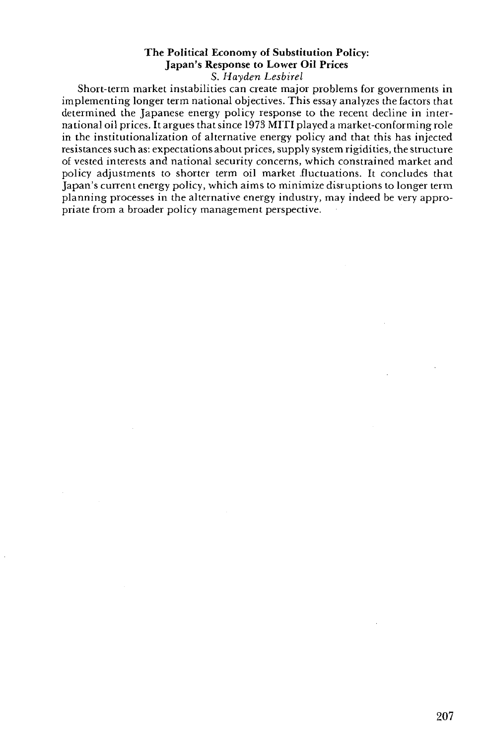**The Political Economy of Substitution Policy: Japan's Response to Lower Oil Prices**

*S. Hayden Lesbirel*

Short-term market instabilities can create major problems for governments in implementing longer term national objectives. This essay analyzes the factors that determined the Japanese energy policy response to the recent decline in international oil prices. It argues that since 1973 MITI played a market-conforming role in the institutionalization of alternative energy policy and that this has injected resistances such as: expectations about prices, supply system rigidities, the structure of vested interests and national security concerns, which constrained market and policy adjustments to shorter term oil market fluctuations. It concludes that Japan's current energy policy, which aims to minimize disruptions to longer term planning processes in the alternative energy industry, may indeed be very appropriate from a broader policy management perspective.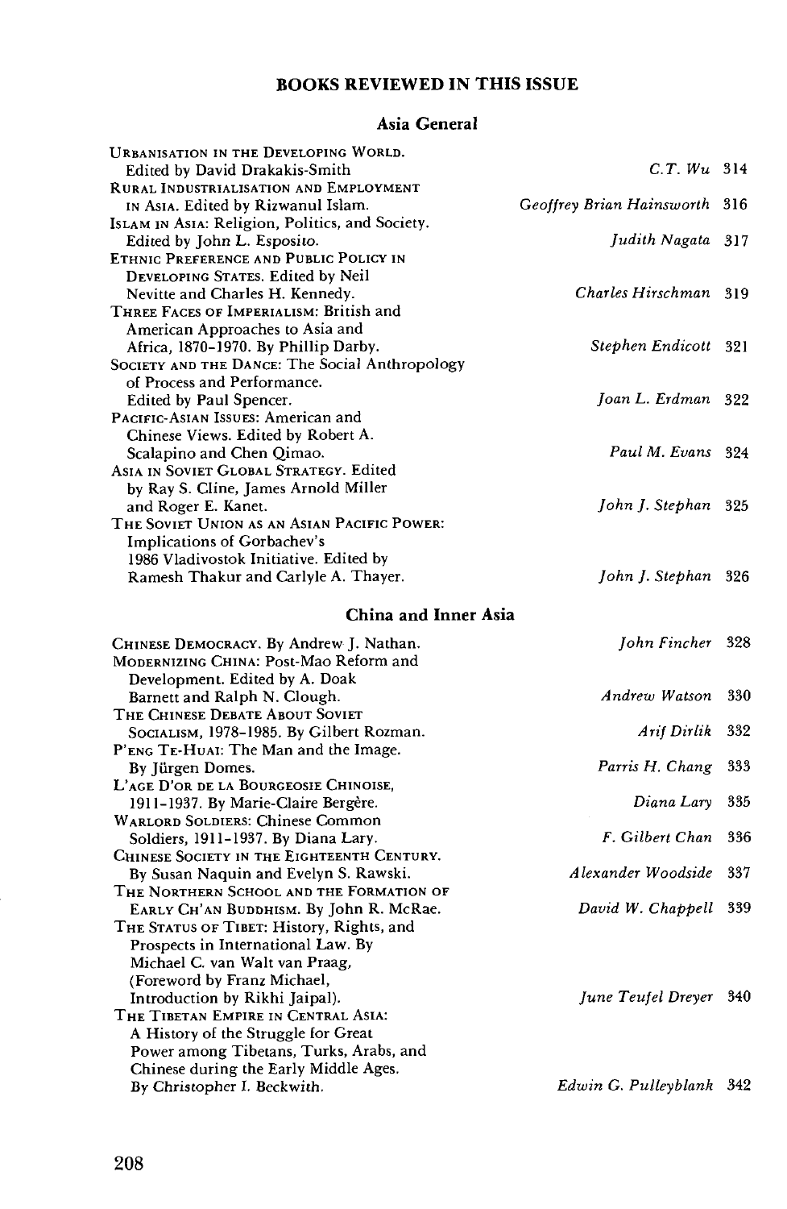## BOOKS REVIEWED IN THIS ISSUE

### Asia General

| Book | Reviewer | Page |
| --- | --- | --- |
| URBANISATION IN THE DEVELOPING WORLD. Edited by David Drakakis-Smith | *C.T. Wu* | 314 |
| RURAL INDUSTRIALISATION AND EMPLOYMENT IN ASIA. Edited by Rizwanul Islam. | *Geoffrey Brian Hainsworth* | 316 |
| ISLAM IN ASIA: Religion, Politics, and Society. Edited by John L. Esposito. | *Judith Nagata* | 317 |
| ETHNIC PREFERENCE AND PUBLIC POLICY IN DEVELOPING STATES. Edited by Neil Nevitte and Charles H. Kennedy. | *Charles Hirschman* | 319 |
| THREE FACES OF IMPERIALISM: British and American Approaches to Asia and Africa, 1870–1970. By Phillip Darby. | *Stephen Endicott* | 321 |
| SOCIETY AND THE DANCE: The Social Anthropology of Process and Performance. Edited by Paul Spencer. | *Joan L. Erdman* | 322 |
| PACIFIC-ASIAN ISSUES: American and Chinese Views. Edited by Robert A. Scalapino and Chen Qimao. | *Paul M. Evans* | 324 |
| ASIA IN SOVIET GLOBAL STRATEGY. Edited by Ray S. Cline, James Arnold Miller and Roger E. Kanet. | *John J. Stephan* | 325 |
| THE SOVIET UNION AS AN ASIAN PACIFIC POWER: Implications of Gorbachev's 1986 Vladivostok Initiative. Edited by Ramesh Thakur and Carlyle A. Thayer. | *John J. Stephan* | 326 |

### China and Inner Asia

| Book | Reviewer | Page |
| --- | --- | --- |
| CHINESE DEMOCRACY. By Andrew J. Nathan. | *John Fincher* | 328 |
| MODERNIZING CHINA: Post-Mao Reform and Development. Edited by A. Doak Barnett and Ralph N. Clough. | *Andrew Watson* | 330 |
| THE CHINESE DEBATE ABOUT SOVIET SOCIALISM, 1978–1985. By Gilbert Rozman. | *Arif Dirlik* | 332 |
| P'ENG TE-HUAI: The Man and the Image. By Jürgen Domes. | *Parris H. Chang* | 333 |
| L'AGE D'OR DE LA BOURGEOSIE CHINOISE, 1911–1937. By Marie-Claire Bergère. | *Diana Lary* | 335 |
| WARLORD SOLDIERS: Chinese Common Soldiers, 1911–1937. By Diana Lary. | *F. Gilbert Chan* | 336 |
| CHINESE SOCIETY IN THE EIGHTEENTH CENTURY. By Susan Naquin and Evelyn S. Rawski. | *Alexander Woodside* | 337 |
| THE NORTHERN SCHOOL AND THE FORMATION OF EARLY CH'AN BUDDHISM. By John R. McRae. | *David W. Chappell* | 339 |
| THE STATUS OF TIBET: History, Rights, and Prospects in International Law. By Michael C. van Walt van Praag, (Foreword by Franz Michael, Introduction by Rikhi Jaipal). | *June Teufel Dreyer* | 340 |
| THE TIBETAN EMPIRE IN CENTRAL ASIA: A History of the Struggle for Great Power among Tibetans, Turks, Arabs, and Chinese during the Early Middle Ages. By Christopher I. Beckwith. | *Edwin G. Pulleyblank* | 342 |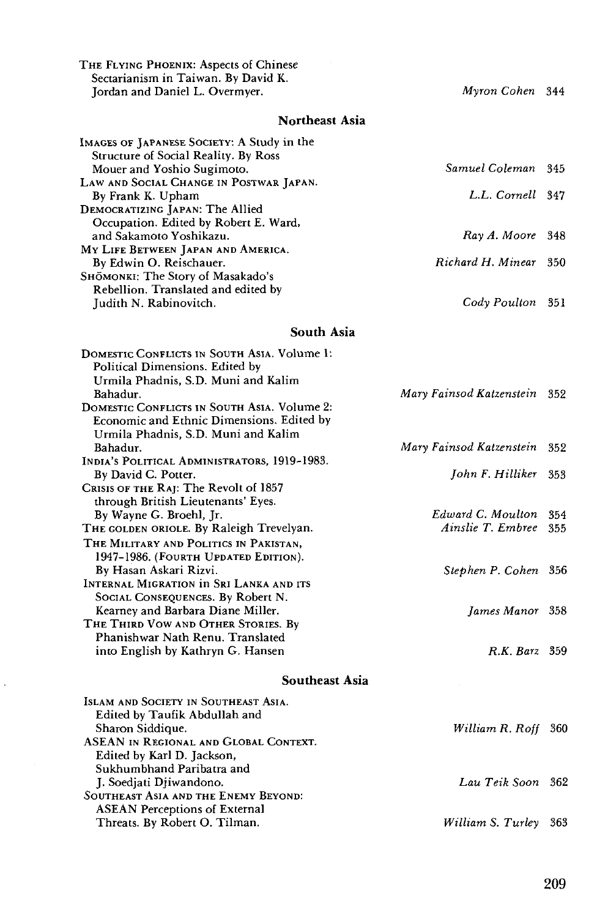| | | |
|---|---|---|
| THE FLYING PHOENIX: Aspects of Chinese Sectarianism in Taiwan. By David K. Jordan and Daniel L. Overmyer. | *Myron Cohen* | 344 |

### Northeast Asia

| | | |
|---|---|---|
| IMAGES OF JAPANESE SOCIETY: A Study in the Structure of Social Reality. By Ross Mouer and Yoshio Sugimoto. | *Samuel Coleman* | 345 |
| LAW AND SOCIAL CHANGE IN POSTWAR JAPAN. By Frank K. Upham | *L.L. Cornell* | 347 |
| DEMOCRATIZING JAPAN: The Allied Occupation. Edited by Robert E. Ward, and Sakamoto Yoshikazu. | *Ray A. Moore* | 348 |
| MY LIFE BETWEEN JAPAN AND AMERICA. By Edwin O. Reischauer. | *Richard H. Minear* | 350 |
| SHŌMONKI: The Story of Masakado's Rebellion. Translated and edited by Judith N. Rabinovitch. | *Cody Poulton* | 351 |

### South Asia

| | | |
|---|---|---|
| DOMESTIC CONFLICTS IN SOUTH ASIA. Volume 1: Political Dimensions. Edited by Urmila Phadnis, S.D. Muni and Kalim Bahadur. | *Mary Fainsod Katzenstein* | 352 |
| DOMESTIC CONFLICTS IN SOUTH ASIA. Volume 2: Economic and Ethnic Dimensions. Edited by Urmila Phadnis, S.D. Muni and Kalim Bahadur. | *Mary Fainsod Katzenstein* | 352 |
| INDIA'S POLITICAL ADMINISTRATORS, 1919-1983. By David C. Potter. | *John F. Hilliker* | 353 |
| CRISIS OF THE RAJ: The Revolt of 1857 through British Lieutenants' Eyes. By Wayne G. Broehl, Jr. | *Edward C. Moulton* | 354 |
| THE GOLDEN ORIOLE. By Raleigh Trevelyan. | *Ainslie T. Embree* | 355 |
| THE MILITARY AND POLITICS IN PAKISTAN, 1947-1986. (FOURTH UPDATED EDITION). By Hasan Askari Rizvi. | *Stephen P. Cohen* | 356 |
| INTERNAL MIGRATION in SRI LANKA AND ITS SOCIAL CONSEQUENCES. By Robert N. Kearney and Barbara Diane Miller. | *James Manor* | 358 |
| THE THIRD VOW AND OTHER STORIES. By Phanishwar Nath Renu. Translated into English by Kathryn G. Hansen | *R.K. Barz* | 359 |

### Southeast Asia

| | | |
|---|---|---|
| ISLAM AND SOCIETY IN SOUTHEAST ASIA. Edited by Taufik Abdullah and Sharon Siddique. | *William R. Roff* | 360 |
| ASEAN IN REGIONAL AND GLOBAL CONTEXT. Edited by Karl D. Jackson, Sukhumbhand Paribatra and J. Soedjati Djiwandono. | *Lau Teik Soon* | 362 |
| SOUTHEAST ASIA AND THE ENEMY BEYOND: ASEAN Perceptions of External Threats. By Robert O. Tilman. | *William S. Turley* | 363 |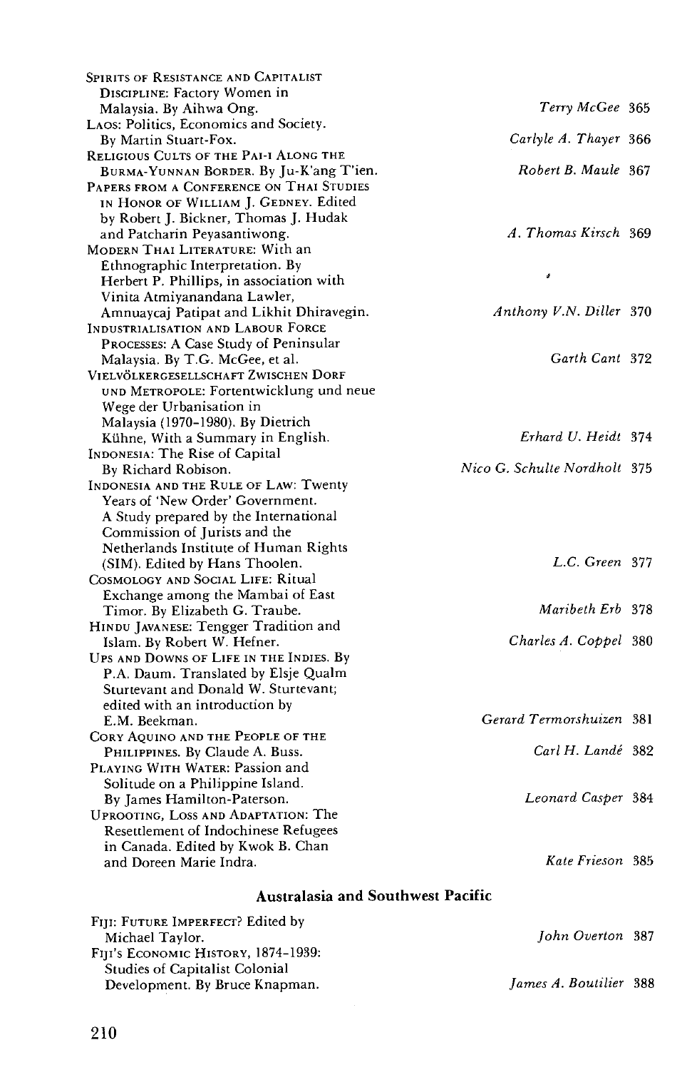| | | |
|---|---|---|
| Spirits of Resistance and Capitalist Discipline: Factory Women in Malaysia. By Aihwa Ong. | *Terry McGee* | 365 |
| Laos: Politics, Economics and Society. By Martin Stuart-Fox. | *Carlyle A. Thayer* | 366 |
| Religious Cults of the Pai-i Along the Burma-Yunnan Border. By Ju-K'ang T'ien. | *Robert B. Maule* | 367 |
| Papers from a Conference on Thai Studies in Honor of William J. Gedney. Edited by Robert J. Bickner, Thomas J. Hudak and Patcharin Peyasantiwong. | *A. Thomas Kirsch* | 369 |
| Modern Thai Literature: With an Ethnographic Interpretation. By Herbert P. Phillips, in association with Vinita Atmiyanandana Lawler, Amnuaycaj Patipat and Likhit Dhiravegin. | *Anthony V.N. Diller* | 370 |
| Industrialisation and Labour Force Processes: A Case Study of Peninsular Malaysia. By T.G. McGee, et al. | *Garth Cant* | 372 |
| Vielvölkergesellschaft zwischen Dorf und Metropole: Fortentwicklung und neue Wege der Urbanisation in Malaysia (1970–1980). By Dietrich Kühne, With a Summary in English. | *Erhard U. Heidt* | 374 |
| Indonesia: The Rise of Capital By Richard Robison. | *Nico G. Schulte Nordholt* | 375 |
| Indonesia and the Rule of Law: Twenty Years of 'New Order' Government. A Study prepared by the International Commission of Jurists and the Netherlands Institute of Human Rights (SIM). Edited by Hans Thoolen. | *L.C. Green* | 377 |
| Cosmology and Social Life: Ritual Exchange among the Mambai of East Timor. By Elizabeth G. Traube. | *Maribeth Erb* | 378 |
| Hindu Javanese: Tengger Tradition and Islam. By Robert W. Hefner. | *Charles A. Coppel* | 380 |
| Ups and Downs of Life in the Indies. By P.A. Daum. Translated by Elsje Qualm Sturtevant and Donald W. Sturtevant; edited with an introduction by E.M. Beekman. | *Gerard Termorshuizen* | 381 |
| Cory Aquino and the People of the Philippines. By Claude A. Buss. | *Carl H. Landé* | 382 |
| Playing With Water: Passion and Solitude on a Philippine Island. By James Hamilton-Paterson. | *Leonard Casper* | 384 |
| Uprooting, Loss and Adaptation: The Resettlement of Indochinese Refugees in Canada. Edited by Kwok B. Chan and Doreen Marie Indra. | *Kate Frieson* | 385 |

## Australasia and Southwest Pacific

| | | |
|---|---|---|
| Fiji: Future Imperfect? Edited by Michael Taylor. | *John Overton* | 387 |
| Fiji's Economic History, 1874–1939: Studies of Capitalist Colonial Development. By Bruce Knapman. | *James A. Boutilier* | 388 |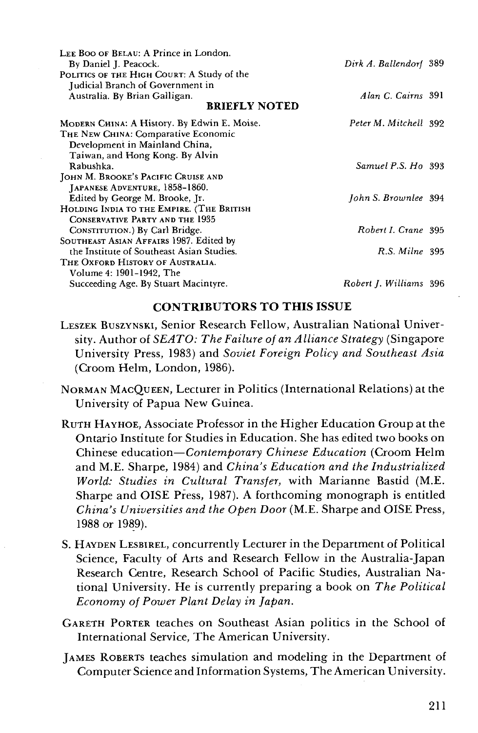| | | |
|---|---|---|
| LEE BOO OF BELAU: A Prince in London. By Daniel J. Peacock. | *Dirk A. Ballendorf* | 389 |
| POLITICS OF THE HIGH COURT: A Study of the Judicial Branch of Government in Australia. By Brian Galligan. | *Alan C. Cairns* | 391 |

**BRIEFLY NOTED**

| | | |
|---|---|---|
| MODERN CHINA: A History. By Edwin E. Moise. | *Peter M. Mitchell* | 392 |
| THE NEW CHINA: Comparative Economic Development in Mainland China, Taiwan, and Hong Kong. By Alvin Rabushka. | *Samuel P.S. Ho* | 393 |
| JOHN M. BROOKE'S PACIFIC CRUISE AND JAPANESE ADVENTURE, 1858–1860. Edited by George M. Brooke, Jr. | *John S. Brownlee* | 394 |
| HOLDING INDIA TO THE EMPIRE. (THE BRITISH CONSERVATIVE PARTY AND THE 1935 CONSTITUTION.) By Carl Bridge. | *Robert I. Crane* | 395 |
| SOUTHEAST ASIAN AFFAIRS 1987. Edited by the Institute of Southeast Asian Studies. | *R.S. Milne* | 395 |
| THE OXFORD HISTORY OF AUSTRALIA. Volume 4: 1901–1942, The Succeeding Age. By Stuart Macintyre. | *Robert J. Williams* | 396 |

## CONTRIBUTORS TO THIS ISSUE

LESZEK BUSZYNSKI, Senior Research Fellow, Australian National University. Author of *SEATO: The Failure of an Alliance Strategy* (Singapore University Press, 1983) and *Soviet Foreign Policy and Southeast Asia* (Croom Helm, London, 1986).

NORMAN MACQUEEN, Lecturer in Politics (International Relations) at the University of Papua New Guinea.

RUTH HAYHOE, Associate Professor in the Higher Education Group at the Ontario Institute for Studies in Education. She has edited two books on Chinese education—*Contemporary Chinese Education* (Croom Helm and M.E. Sharpe, 1984) and *China's Education and the Industrialized World: Studies in Cultural Transfer,* with Marianne Bastid (M.E. Sharpe and OISE Press, 1987). A forthcoming monograph is entitled *China's Universities and the Open Door* (M.E. Sharpe and OISE Press, 1988 or 1989).

S. HAYDEN LESBIREL, concurrently Lecturer in the Department of Political Science, Faculty of Arts and Research Fellow in the Australia-Japan Research Centre, Research School of Pacific Studies, Australian National University. He is currently preparing a book on *The Political Economy of Power Plant Delay in Japan.*

GARETH PORTER teaches on Southeast Asian politics in the School of International Service, The American University.

JAMES ROBERTS teaches simulation and modeling in the Department of Computer Science and Information Systems, The American University.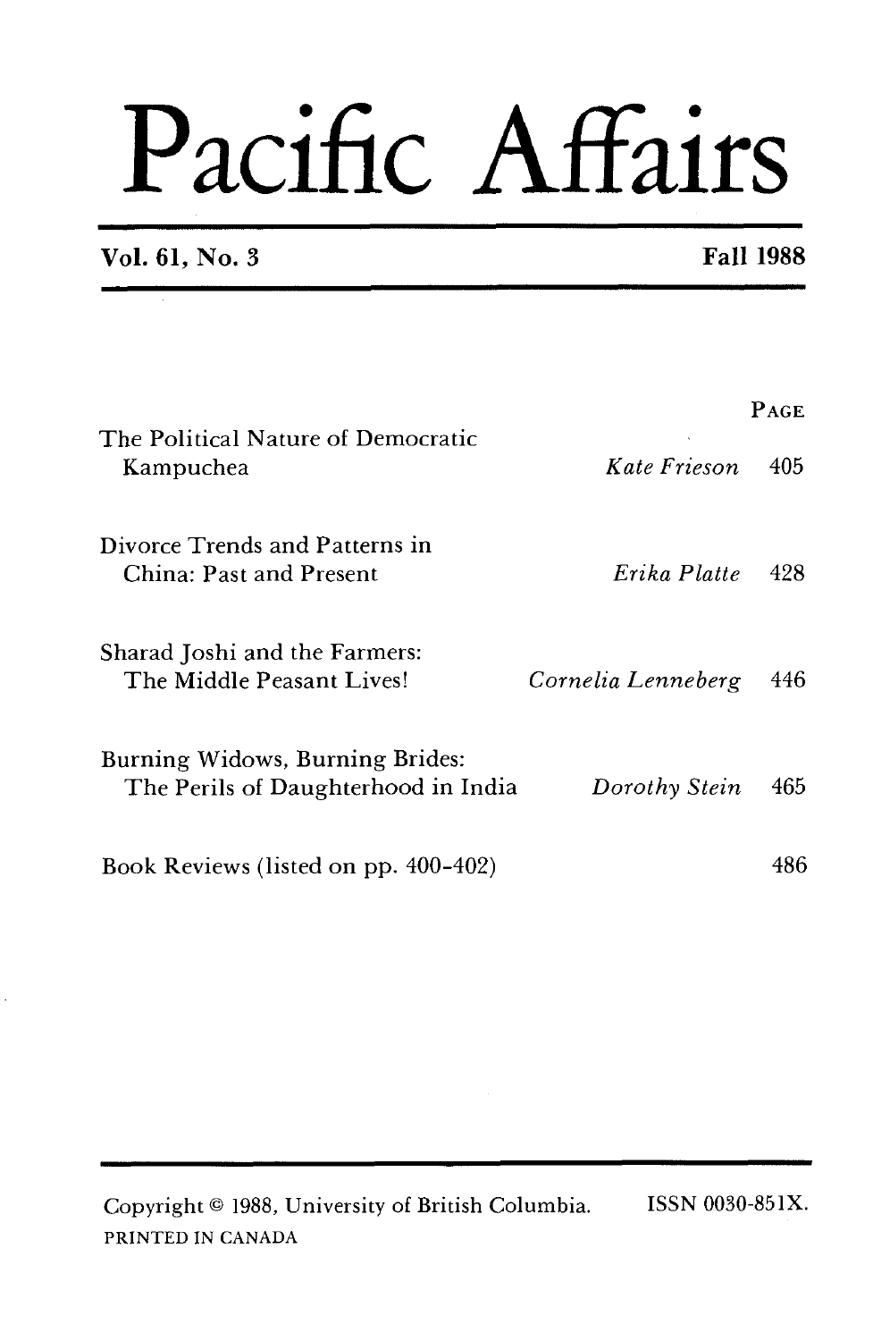# Pacific Affairs

**Vol. 61, No. 3** **Fall 1988**

| | | PAGE |
|---|---|---|
| The Political Nature of Democratic Kampuchea | *Kate Frieson* | 405 |
| Divorce Trends and Patterns in China: Past and Present | *Erika Platte* | 428 |
| Sharad Joshi and the Farmers: The Middle Peasant Lives! | *Cornelia Lenneberg* | 446 |
| Burning Widows, Burning Brides: The Perils of Daughterhood in India | *Dorothy Stein* | 465 |
| Book Reviews (listed on pp. 400-402) | | 486 |

Copyright © 1988, University of British Columbia. ISSN 0030-851X.
PRINTED IN CANADA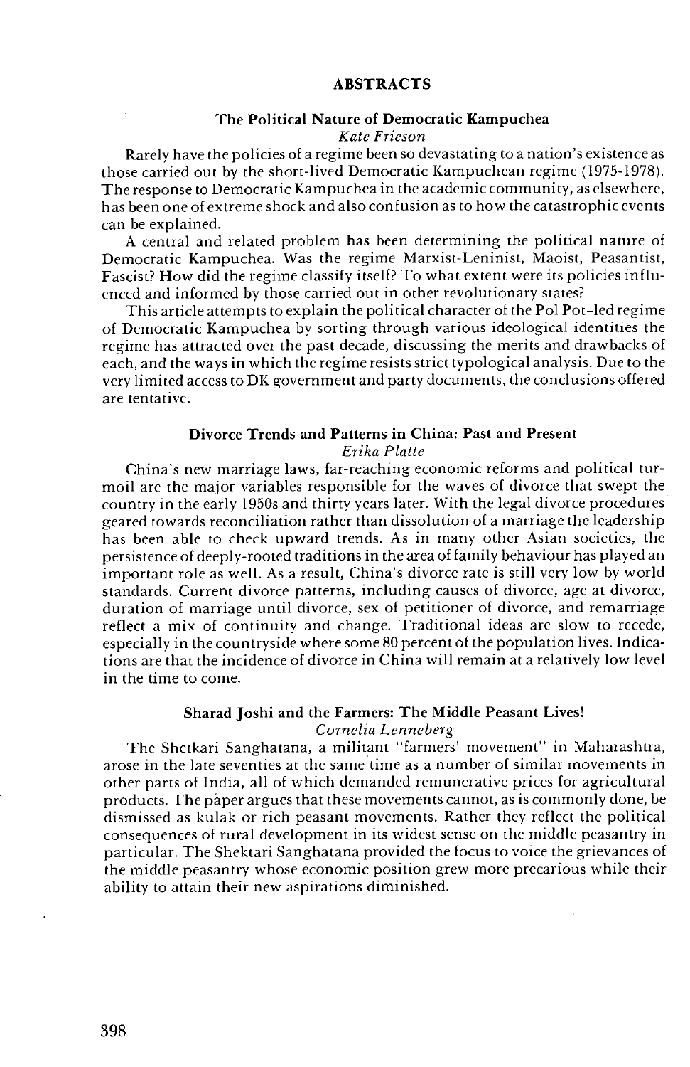# ABSTRACTS

## The Political Nature of Democratic Kampuchea

*Kate Frieson*

Rarely have the policies of a regime been so devastating to a nation's existence as those carried out by the short-lived Democratic Kampuchean regime (1975-1978). The response to Democratic Kampuchea in the academic community, as elsewhere, has been one of extreme shock and also confusion as to how the catastrophic events can be explained.

A central and related problem has been determining the political nature of Democratic Kampuchea. Was the regime Marxist-Leninist, Maoist, Peasantist, Fascist? How did the regime classify itself? To what extent were its policies influenced and informed by those carried out in other revolutionary states?

This article attempts to explain the political character of the Pol Pot-led regime of Democratic Kampuchea by sorting through various ideological identities the regime has attracted over the past decade, discussing the merits and drawbacks of each, and the ways in which the regime resists strict typological analysis. Due to the very limited access to DK government and party documents, the conclusions offered are tentative.

## Divorce Trends and Patterns in China: Past and Present

*Erika Platte*

China's new marriage laws, far-reaching economic reforms and political turmoil are the major variables responsible for the waves of divorce that swept the country in the early 1950s and thirty years later. With the legal divorce procedures geared towards reconciliation rather than dissolution of a marriage the leadership has been able to check upward trends. As in many other Asian societies, the persistence of deeply-rooted traditions in the area of family behaviour has played an important role as well. As a result, China's divorce rate is still very low by world standards. Current divorce patterns, including causes of divorce, age at divorce, duration of marriage until divorce, sex of petitioner of divorce, and remarriage reflect a mix of continuity and change. Traditional ideas are slow to recede, especially in the countryside where some 80 percent of the population lives. Indications are that the incidence of divorce in China will remain at a relatively low level in the time to come.

## Sharad Joshi and the Farmers: The Middle Peasant Lives!

*Cornelia Lenneberg*

The Shetkari Sanghatana, a militant "farmers' movement" in Maharashtra, arose in the late seventies at the same time as a number of similar movements in other parts of India, all of which demanded remunerative prices for agricultural products. The paper argues that these movements cannot, as is commonly done, be dismissed as kulak or rich peasant movements. Rather they reflect the political consequences of rural development in its widest sense on the middle peasantry in particular. The Shektari Sanghatana provided the focus to voice the grievances of the middle peasantry whose economic position grew more precarious while their ability to attain their new aspirations diminished.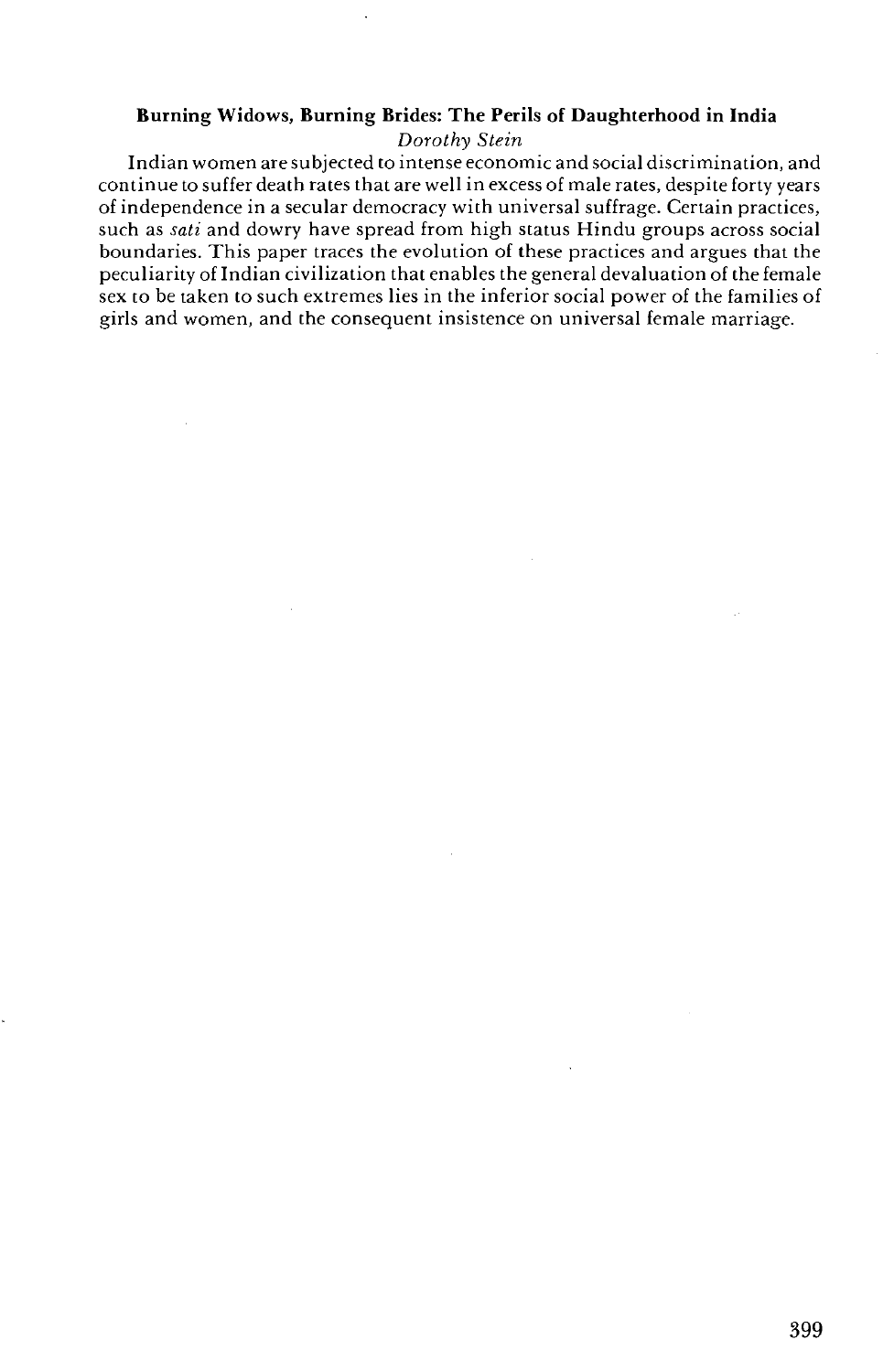**Burning Widows, Burning Brides: The Perils of Daughterhood in India**

*Dorothy Stein*

Indian women are subjected to intense economic and social discrimination, and continue to suffer death rates that are well in excess of male rates, despite forty years of independence in a secular democracy with universal suffrage. Certain practices, such as *sati* and dowry have spread from high status Hindu groups across social boundaries. This paper traces the evolution of these practices and argues that the peculiarity of Indian civilization that enables the general devaluation of the female sex to be taken to such extremes lies in the inferior social power of the families of girls and women, and the consequent insistence on universal female marriage.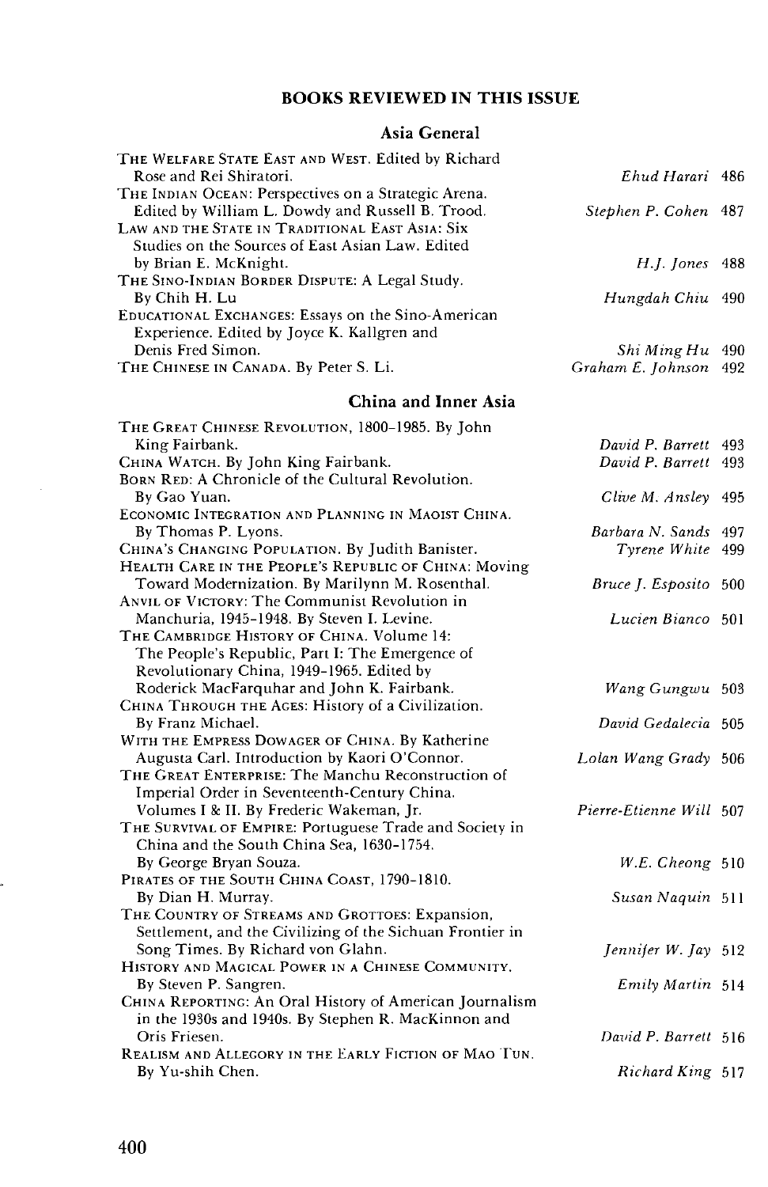## BOOKS REVIEWED IN THIS ISSUE

### Asia General

| Book | Reviewer | Page |
|---|---|---|
| THE WELFARE STATE EAST AND WEST. Edited by Richard Rose and Rei Shiratori. | *Ehud Harari* | 486 |
| THE INDIAN OCEAN: Perspectives on a Strategic Arena. Edited by William L. Dowdy and Russell B. Trood. | *Stephen P. Cohen* | 487 |
| LAW AND THE STATE IN TRADITIONAL EAST ASIA: Six Studies on the Sources of East Asian Law. Edited by Brian E. McKnight. | *H.J. Jones* | 488 |
| THE SINO-INDIAN BORDER DISPUTE: A Legal Study. By Chih H. Lu | *Hungdah Chiu* | 490 |
| EDUCATIONAL EXCHANGES: Essays on the Sino-American Experience. Edited by Joyce K. Kallgren and Denis Fred Simon. | *Shi Ming Hu* | 490 |
| THE CHINESE IN CANADA. By Peter S. Li. | *Graham E. Johnson* | 492 |

### China and Inner Asia

| Book | Reviewer | Page |
|---|---|---|
| THE GREAT CHINESE REVOLUTION, 1800–1985. By John King Fairbank. | *David P. Barrett* | 493 |
| CHINA WATCH. By John King Fairbank. | *David P. Barrett* | 493 |
| BORN RED: A Chronicle of the Cultural Revolution. By Gao Yuan. | *Clive M. Ansley* | 495 |
| ECONOMIC INTEGRATION AND PLANNING IN MAOIST CHINA. By Thomas P. Lyons. | *Barbara N. Sands* | 497 |
| CHINA'S CHANGING POPULATION. By Judith Banister. | *Tyrene White* | 499 |
| HEALTH CARE IN THE PEOPLE'S REPUBLIC OF CHINA: Moving Toward Modernization. By Marilynn M. Rosenthal. | *Bruce J. Esposito* | 500 |
| ANVIL OF VICTORY: The Communist Revolution in Manchuria, 1945–1948. By Steven I. Levine. | *Lucien Bianco* | 501 |
| THE CAMBRIDGE HISTORY OF CHINA. Volume 14: The People's Republic, Part I: The Emergence of Revolutionary China, 1949–1965. Edited by Roderick MacFarquhar and John K. Fairbank. | *Wang Gungwu* | 503 |
| CHINA THROUGH THE AGES: History of a Civilization. By Franz Michael. | *David Gedalecia* | 505 |
| WITH THE EMPRESS DOWAGER OF CHINA. By Katherine Augusta Carl. Introduction by Kaori O'Connor. | *Lolan Wang Grady* | 506 |
| THE GREAT ENTERPRISE: The Manchu Reconstruction of Imperial Order in Seventeenth-Century China. Volumes I & II. By Frederic Wakeman, Jr. | *Pierre-Etienne Will* | 507 |
| THE SURVIVAL OF EMPIRE: Portuguese Trade and Society in China and the South China Sea, 1630–1754. By George Bryan Souza. | *W.E. Cheong* | 510 |
| PIRATES OF THE SOUTH CHINA COAST, 1790–1810. By Dian H. Murray. | *Susan Naquin* | 511 |
| THE COUNTRY OF STREAMS AND GROTTOES: Expansion, Settlement, and the Civilizing of the Sichuan Frontier in Song Times. By Richard von Glahn. | *Jennifer W. Jay* | 512 |
| HISTORY AND MAGICAL POWER IN A CHINESE COMMUNITY. By Steven P. Sangren. | *Emily Martin* | 514 |
| CHINA REPORTING: An Oral History of American Journalism in the 1930s and 1940s. By Stephen R. MacKinnon and Oris Friesen. | *David P. Barrett* | 516 |
| REALISM AND ALLEGORY IN THE EARLY FICTION OF MAO TUN. By Yu-shih Chen. | *Richard King* | 517 |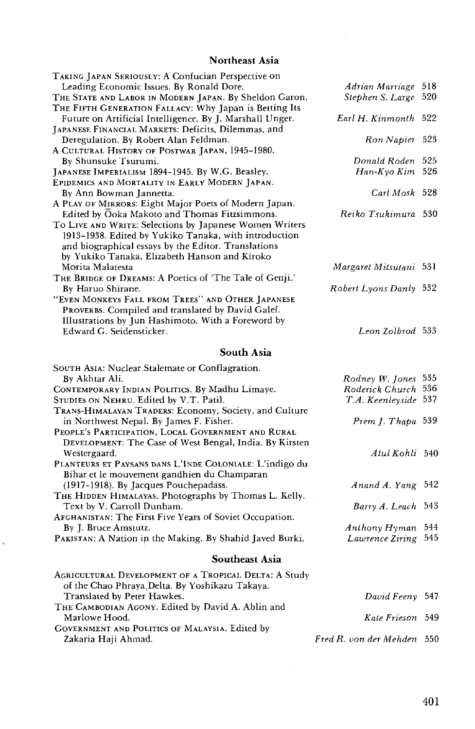## Northeast Asia

| | | |
|---|---|---|
| TAKING JAPAN SERIOUSLY: A Confucian Perspective on Leading Economic Issues. By Ronald Dore. | *Adrian Marriage* | 518 |
| THE STATE AND LABOR IN MODERN JAPAN. By Sheldon Garon. | *Stephen S. Large* | 520 |
| THE FIFTH GENERATION FALLACY: Why Japan is Betting Its Future on Artificial Intelligence. By J. Marshall Unger. | *Earl H. Kinmonth* | 522 |
| JAPANESE FINANCIAL MARKETS: Deficits, Dilemmas, and Deregulation. By Robert Alan Feldman. | *Ron Napier* | 523 |
| A CULTURAL HISTORY OF POSTWAR JAPAN, 1945–1980. By Shunsuke Tsurumi. | *Donald Roden* | 525 |
| JAPANESE IMPERIALISM 1894–1945. By W.G. Beasley. | *Han-Kyo Kim* | 526 |
| EPIDEMICS AND MORTALITY IN EARLY MODERN JAPAN. By Ann Bowman Jannetta. | *Carl Mosk* | 528 |
| A PLAY OF MIRRORS: Eight Major Poets of Modern Japan. Edited by Ōoka Makoto and Thomas Fitzsimmons. | *Reiko Tsukimura* | 530 |
| TO LIVE AND WRITE: Selections by Japanese Women Writers 1913–1938. Edited by Yukiko Tanaka, with introduction and biographical essays by the Editor. Translations by Yukiko Tanaka, Elizabeth Hanson and Kiroko Morita Malatesta | *Margaret Mitsutani* | 531 |
| THE BRIDGE OF DREAMS: A Poetics of 'The Tale of Genji.' By Haruo Shirane. | *Robert Lyons Danly* | 532 |
| "EVEN MONKEYS FALL FROM TREES" AND OTHER JAPANESE PROVERBS. Compiled and translated by David Galef. Illustrations by Jun Hashimoto. With a Foreword by Edward G. Seidensticker. | *Leon Zolbrod* | 533 |

## South Asia

| | | |
|---|---|---|
| SOUTH ASIA: Nuclear Stalemate or Conflagration. By Akhtar Ali. | *Rodney W. Jones* | 535 |
| CONTEMPORARY INDIAN POLITICS. By Madhu Limaye. | *Roderick Church* | 536 |
| STUDIES ON NEHRU. Edited by V.T. Patil. | *T.A. Keenleyside* | 537 |
| TRANS-HIMALAYAN TRADERS: Economy, Society, and Culture in Northwest Nepal. By James F. Fisher. | *Prem J. Thapa* | 539 |
| PEOPLE'S PARTICIPATION, LOCAL GOVERNMENT AND RURAL DEVELOPMENT: The Case of West Bengal, India. By Kirsten Westergaard. | *Atul Kohli* | 540 |
| PLANTEURS ET PAYSANS DANS L'INDE COLONIALE: L'indigo du Bihar et le mouvement gandhien du Champaran (1917–1918). By Jacques Pouchepadass. | *Anand A. Yang* | 542 |
| THE HIDDEN HIMALAYAS. Photographs by Thomas L. Kelly. Text by V. Carroll Dunham. | *Barry A. Leach* | 543 |
| AFGHANISTAN: The First Five Years of Soviet Occupation. By J. Bruce Amstutz. | *Anthony Hyman* | 544 |
| PAKISTAN: A Nation in the Making. By Shahid Javed Burki. | *Lawrence Ziring* | 545 |

## Southeast Asia

| | | |
|---|---|---|
| AGRICULTURAL DEVELOPMENT OF A TROPICAL DELTA: A Study of the Chao Phraya Delta. By Yoshikazu Takaya. Translated by Peter Hawkes. | *David Feeny* | 547 |
| THE CAMBODIAN AGONY. Edited by David A. Ablin and Marlowe Hood. | *Kate Frieson* | 549 |
| GOVERNMENT AND POLITICS OF MALAYSIA. Edited by Zakaria Haji Ahmad. | *Fred R. von der Mehden* | 550 |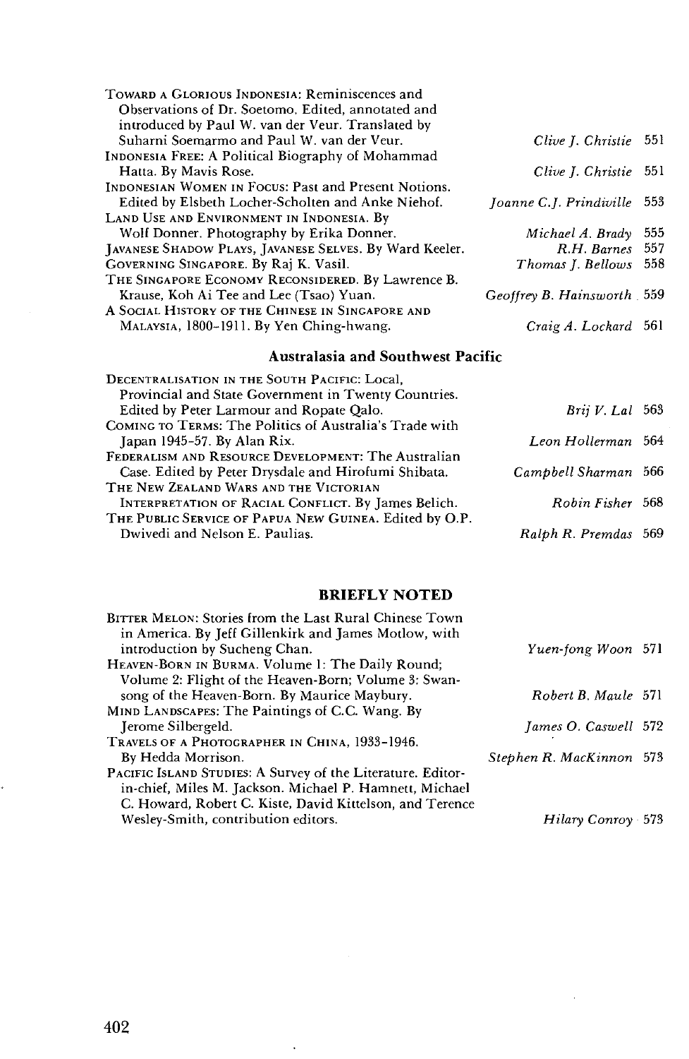| | | |
|---|---|---|
| TOWARD A GLORIOUS INDONESIA: Reminiscences and Observations of Dr. Soetomo. Edited, annotated and introduced by Paul W. van der Veur. Translated by Suharni Soemarmo and Paul W. van der Veur. | *Clive J. Christie* | 551 |
| INDONESIA FREE: A Political Biography of Mohammad Hatta. By Mavis Rose. | *Clive J. Christie* | 551 |
| INDONESIAN WOMEN IN FOCUS: Past and Present Notions. Edited by Elsbeth Locher-Scholten and Anke Niehof. | *Joanne C.J. Prindiville* | 553 |
| LAND USE AND ENVIRONMENT IN INDONESIA. By Wolf Donner. Photography by Erika Donner. | *Michael A. Brady* | 555 |
| JAVANESE SHADOW PLAYS, JAVANESE SELVES. By Ward Keeler. | *R.H. Barnes* | 557 |
| GOVERNING SINGAPORE. By Raj K. Vasil. | *Thomas J. Bellows* | 558 |
| THE SINGAPORE ECONOMY RECONSIDERED. By Lawrence B. Krause, Koh Ai Tee and Lee (Tsao) Yuan. | *Geoffrey B. Hainsworth* | 559 |
| A SOCIAL HISTORY OF THE CHINESE IN SINGAPORE AND MALAYSIA, 1800–1911. By Yen Ching-hwang. | *Craig A. Lockard* | 561 |

## Australasia and Southwest Pacific

| | | |
|---|---|---|
| DECENTRALISATION IN THE SOUTH PACIFIC: Local, Provincial and State Government in Twenty Countries. Edited by Peter Larmour and Ropate Qalo. | *Brij V. Lal* | 563 |
| COMING TO TERMS: The Politics of Australia's Trade with Japan 1945–57. By Alan Rix. | *Leon Hollerman* | 564 |
| FEDERALISM AND RESOURCE DEVELOPMENT: The Australian Case. Edited by Peter Drysdale and Hirofumi Shibata. | *Campbell Sharman* | 566 |
| THE NEW ZEALAND WARS AND THE VICTORIAN INTERPRETATION OF RACIAL CONFLICT. By James Belich. | *Robin Fisher* | 568 |
| THE PUBLIC SERVICE OF PAPUA NEW GUINEA. Edited by O.P. Dwivedi and Nelson E. Paulias. | *Ralph R. Premdas* | 569 |

## BRIEFLY NOTED

| | | |
|---|---|---|
| BITTER MELON: Stories from the Last Rural Chinese Town in America. By Jeff Gillenkirk and James Motlow, with introduction by Sucheng Chan. | *Yuen-fong Woon* | 571 |
| HEAVEN-BORN IN BURMA. Volume 1: The Daily Round; Volume 2: Flight of the Heaven-Born; Volume 3: Swan-song of the Heaven-Born. By Maurice Maybury. | *Robert B. Maule* | 571 |
| MIND LANDSCAPES: The Paintings of C.C. Wang. By Jerome Silbergeld. | *James O. Caswell* | 572 |
| TRAVELS OF A PHOTOGRAPHER IN CHINA, 1933–1946. By Hedda Morrison. | *Stephen R. MacKinnon* | 573 |
| PACIFIC ISLAND STUDIES: A Survey of the Literature. Editor-in-chief, Miles M. Jackson. Michael P. Hamnett, Michael C. Howard, Robert C. Kiste, David Kittelson, and Terence Wesley-Smith, contribution editors. | *Hilary Conroy* | 573 |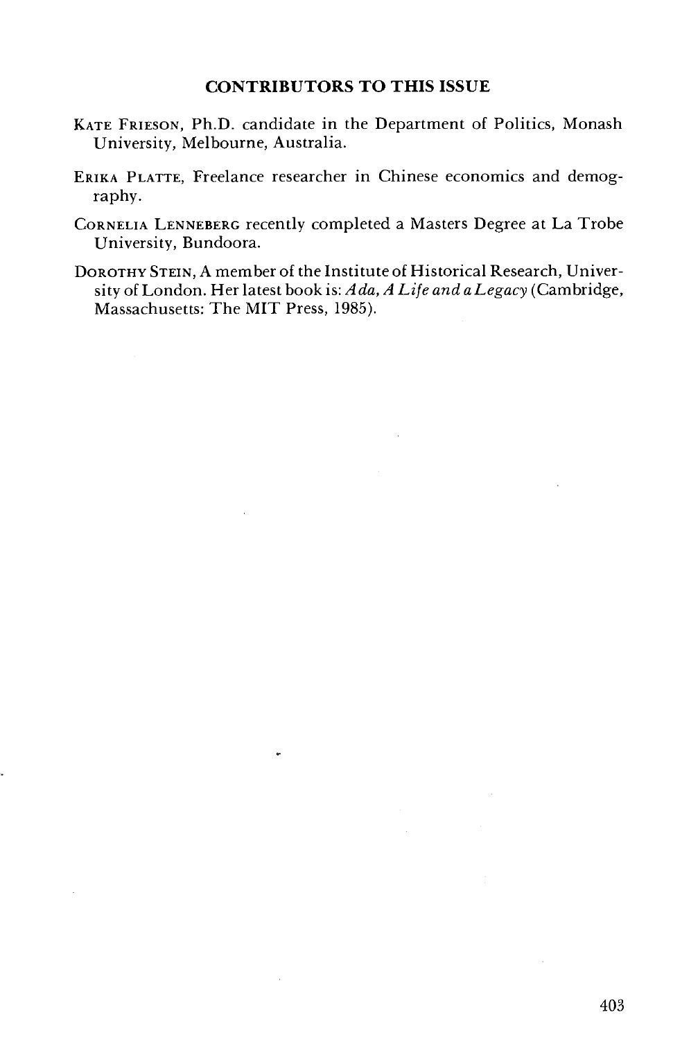## CONTRIBUTORS TO THIS ISSUE

KATE FRIESON, Ph.D. candidate in the Department of Politics, Monash University, Melbourne, Australia.

ERIKA PLATTE, Freelance researcher in Chinese economics and demography.

CORNELIA LENNEBERG recently completed a Masters Degree at La Trobe University, Bundoora.

DOROTHY STEIN, A member of the Institute of Historical Research, University of London. Her latest book is: *Ada, A Life and a Legacy* (Cambridge, Massachusetts: The MIT Press, 1985).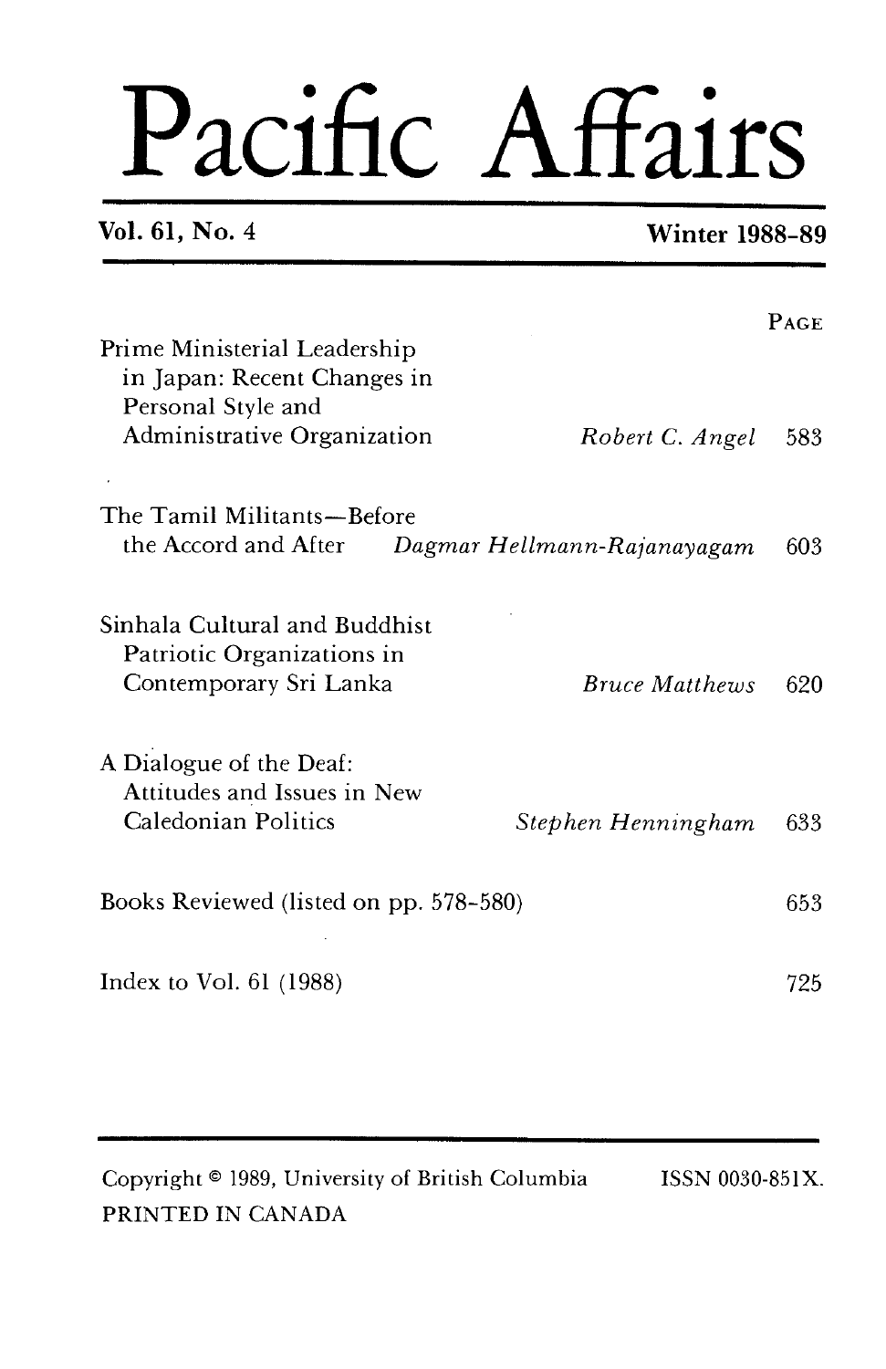# Pacific Affairs

**Vol. 61, No. 4** **Winter 1988-89**

| | | PAGE |
|---|---|---|
| Prime Ministerial Leadership in Japan: Recent Changes in Personal Style and Administrative Organization | *Robert C. Angel* | 583 |
| The Tamil Militants—Before the Accord and After | *Dagmar Hellmann-Rajanayagam* | 603 |
| Sinhala Cultural and Buddhist Patriotic Organizations in Contemporary Sri Lanka | *Bruce Matthews* | 620 |
| A Dialogue of the Deaf: Attitudes and Issues in New Caledonian Politics | *Stephen Henningham* | 633 |
| Books Reviewed (listed on pp. 578-580) | | 653 |
| Index to Vol. 61 (1988) | | 725 |

Copyright © 1989, University of British Columbia ISSN 0030-851X.
PRINTED IN CANADA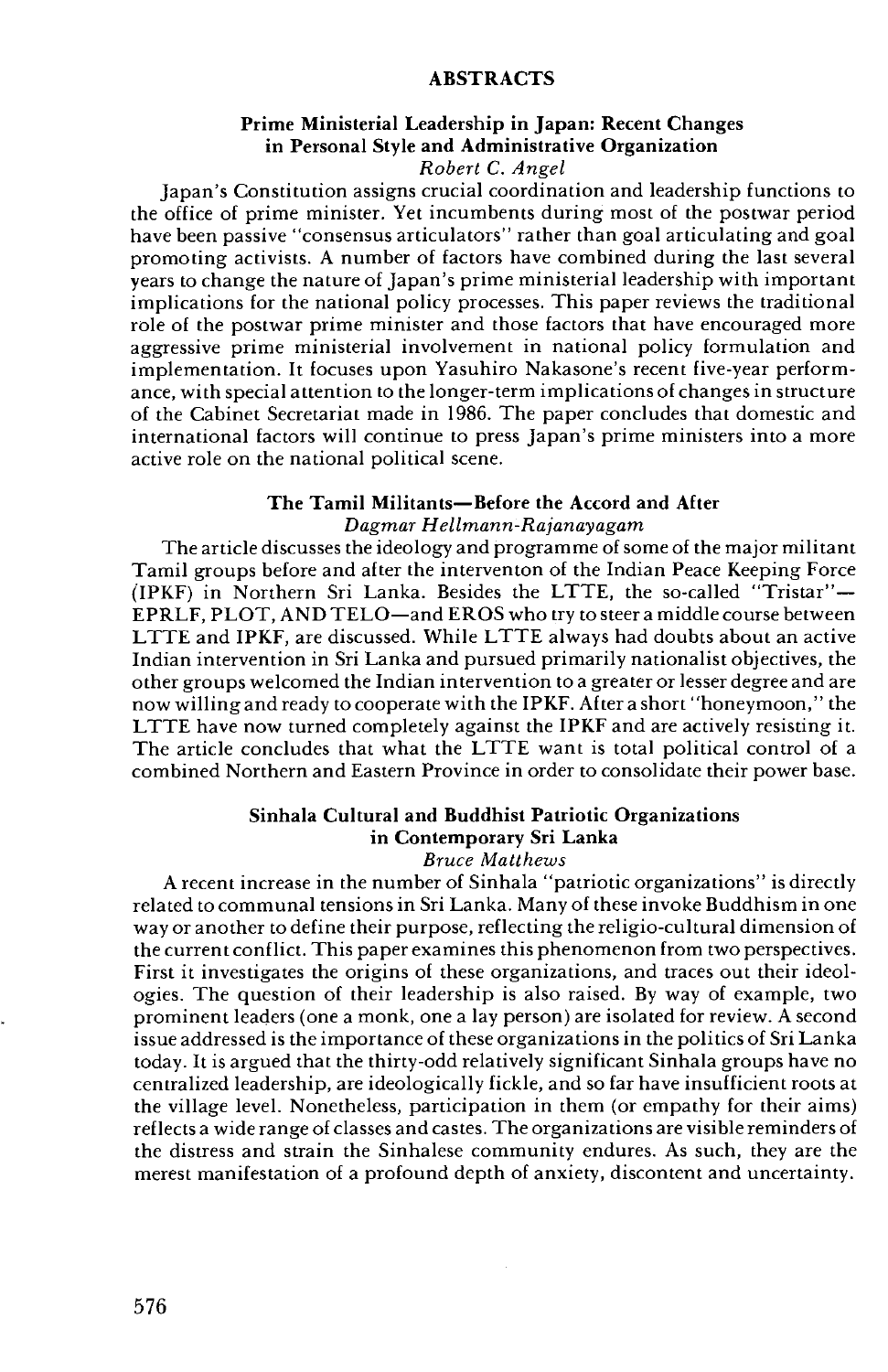# ABSTRACTS

## Prime Ministerial Leadership in Japan: Recent Changes in Personal Style and Administrative Organization

*Robert C. Angel*

Japan's Constitution assigns crucial coordination and leadership functions to the office of prime minister. Yet incumbents during most of the postwar period have been passive "consensus articulators" rather than goal articulating and goal promoting activists. A number of factors have combined during the last several years to change the nature of Japan's prime ministerial leadership with important implications for the national policy processes. This paper reviews the traditional role of the postwar prime minister and those factors that have encouraged more aggressive prime ministerial involvement in national policy formulation and implementation. It focuses upon Yasuhiro Nakasone's recent five-year performance, with special attention to the longer-term implications of changes in structure of the Cabinet Secretariat made in 1986. The paper concludes that domestic and international factors will continue to press Japan's prime ministers into a more active role on the national political scene.

## The Tamil Militants—Before the Accord and After

*Dagmar Hellmann-Rajanayagam*

The article discusses the ideology and programme of some of the major militant Tamil groups before and after the interventon of the Indian Peace Keeping Force (IPKF) in Northern Sri Lanka. Besides the LTTE, the so-called "Tristar"—EPRLF, PLOT, AND TELO—and EROS who try to steer a middle course between LTTE and IPKF, are discussed. While LTTE always had doubts about an active Indian intervention in Sri Lanka and pursued primarily nationalist objectives, the other groups welcomed the Indian intervention to a greater or lesser degree and are now willing and ready to cooperate with the IPKF. After a short "honeymoon," the LTTE have now turned completely against the IPKF and are actively resisting it. The article concludes that what the LTTE want is total political control of a combined Northern and Eastern Province in order to consolidate their power base.

## Sinhala Cultural and Buddhist Patriotic Organizations in Contemporary Sri Lanka

*Bruce Matthews*

A recent increase in the number of Sinhala "patriotic organizations" is directly related to communal tensions in Sri Lanka. Many of these invoke Buddhism in one way or another to define their purpose, reflecting the religio-cultural dimension of the current conflict. This paper examines this phenomenon from two perspectives. First it investigates the origins of these organizations, and traces out their ideologies. The question of their leadership is also raised. By way of example, two prominent leaders (one a monk, one a lay person) are isolated for review. A second issue addressed is the importance of these organizations in the politics of Sri Lanka today. It is argued that the thirty-odd relatively significant Sinhala groups have no centralized leadership, are ideologically fickle, and so far have insufficient roots at the village level. Nonetheless, participation in them (or empathy for their aims) reflects a wide range of classes and castes. The organizations are visible reminders of the distress and strain the Sinhalese community endures. As such, they are the merest manifestation of a profound depth of anxiety, discontent and uncertainty.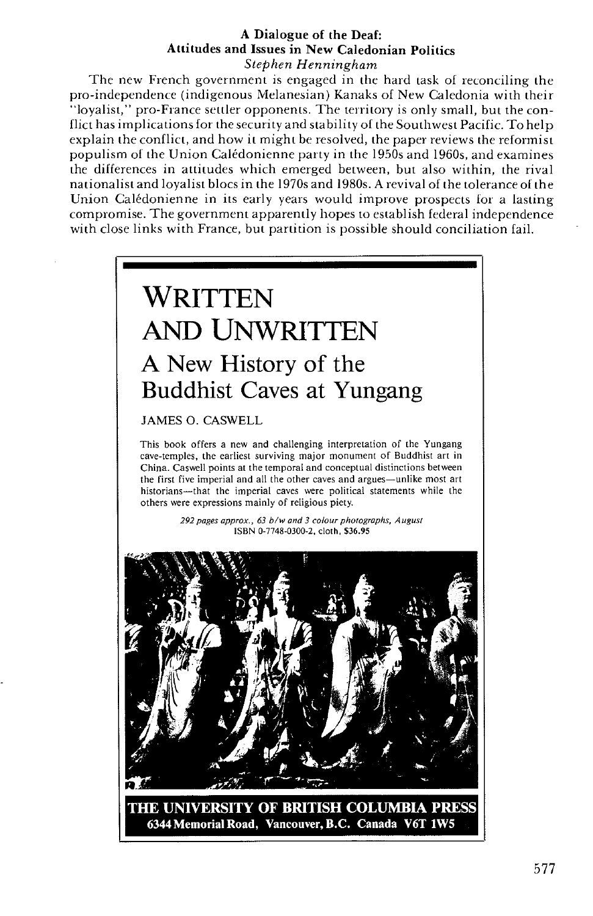**A Dialogue of the Deaf: Attitudes and Issues in New Caledonian Politics**

*Stephen Henningham*

The new French government is engaged in the hard task of reconciling the pro-independence (indigenous Melanesian) Kanaks of New Caledonia with their "loyalist," pro-France settler opponents. The territory is only small, but the conflict has implications for the security and stability of the Southwest Pacific. To help explain the conflict, and how it might be resolved, the paper reviews the reformist populism of the Union Calédonienne party in the 1950s and 1960s, and examines the differences in attitudes which emerged between, but also within, the rival nationalist and loyalist blocs in the 1970s and 1980s. A revival of the tolerance of the Union Calédonienne in its early years would improve prospects for a lasting compromise. The government apparently hopes to establish federal independence with close links with France, but partition is possible should conciliation fail.

# WRITTEN AND UNWRITTEN

## A New History of the Buddhist Caves at Yungang

JAMES O. CASWELL

This book offers a new and challenging interpretation of the Yungang cave-temples, the earliest surviving major monument of Buddhist art in China. Caswell points at the temporal and conceptual distinctions between the first five imperial and all the other caves and argues—unlike most art historians—that the imperial caves were political statements while the others were expressions mainly of religious piety.

*292 pages approx., 63 b/w and 3 colour photographs, August*
ISBN 0-7748-0300-2, cloth, $36.95

**THE UNIVERSITY OF BRITISH COLUMBIA PRESS**
**6344 Memorial Road, Vancouver, B.C. Canada V6T 1W5**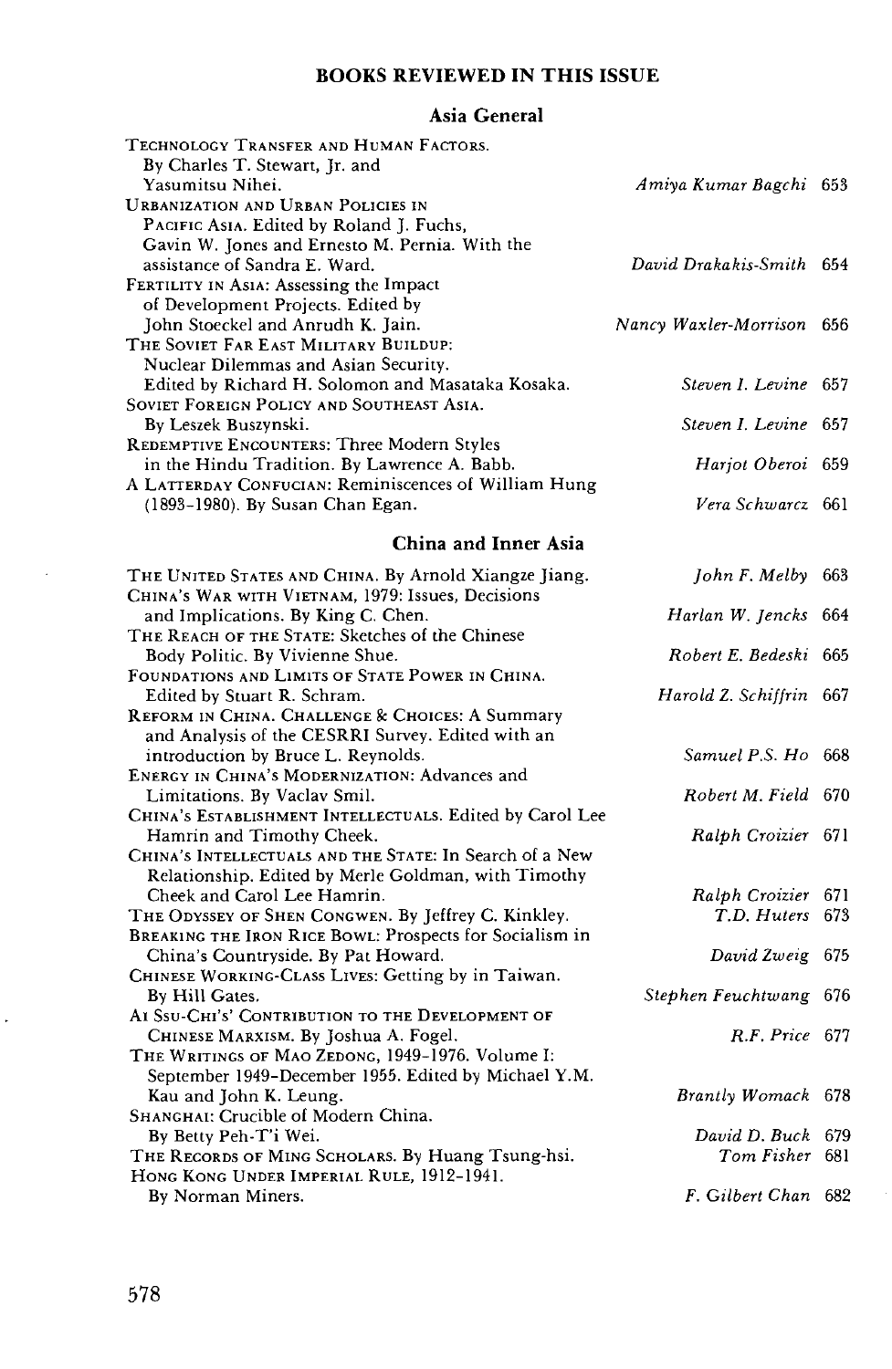## BOOKS REVIEWED IN THIS ISSUE

### Asia General

| Book | Reviewer | Page |
|---|---|---|
| TECHNOLOGY TRANSFER AND HUMAN FACTORS. By Charles T. Stewart, Jr. and Yasumitsu Nihei. | *Amiya Kumar Bagchi* | 653 |
| URBANIZATION AND URBAN POLICIES IN PACIFIC ASIA. Edited by Roland J. Fuchs, Gavin W. Jones and Ernesto M. Pernia. With the assistance of Sandra E. Ward. | *David Drakakis-Smith* | 654 |
| FERTILITY IN ASIA: Assessing the Impact of Development Projects. Edited by John Stoeckel and Anrudh K. Jain. | *Nancy Waxler-Morrison* | 656 |
| THE SOVIET FAR EAST MILITARY BUILDUP: Nuclear Dilemmas and Asian Security. Edited by Richard H. Solomon and Masataka Kosaka. | *Steven I. Levine* | 657 |
| SOVIET FOREIGN POLICY AND SOUTHEAST ASIA. By Leszek Buszynski. | *Steven I. Levine* | 657 |
| REDEMPTIVE ENCOUNTERS: Three Modern Styles in the Hindu Tradition. By Lawrence A. Babb. | *Harjot Oberoi* | 659 |
| A LATTERDAY CONFUCIAN: Reminiscences of William Hung (1893–1980). By Susan Chan Egan. | *Vera Schwarcz* | 661 |

### China and Inner Asia

| Book | Reviewer | Page |
|---|---|---|
| THE UNITED STATES AND CHINA. By Arnold Xiangze Jiang. | *John F. Melby* | 663 |
| CHINA'S WAR WITH VIETNAM, 1979: Issues, Decisions and Implications. By King C. Chen. | *Harlan W. Jencks* | 664 |
| THE REACH OF THE STATE: Sketches of the Chinese Body Politic. By Vivienne Shue. | *Robert E. Bedeski* | 665 |
| FOUNDATIONS AND LIMITS OF STATE POWER IN CHINA. Edited by Stuart R. Schram. | *Harold Z. Schiffrin* | 667 |
| REFORM IN CHINA. CHALLENGE & CHOICES: A Summary and Analysis of the CESRRI Survey. Edited with an introduction by Bruce L. Reynolds. | *Samuel P.S. Ho* | 668 |
| ENERGY IN CHINA'S MODERNIZATION: Advances and Limitations. By Vaclav Smil. | *Robert M. Field* | 670 |
| CHINA'S ESTABLISHMENT INTELLECTUALS. Edited by Carol Lee Hamrin and Timothy Cheek. | *Ralph Croizier* | 671 |
| CHINA'S INTELLECTUALS AND THE STATE: In Search of a New Relationship. Edited by Merle Goldman, with Timothy Cheek and Carol Lee Hamrin. | *Ralph Croizier* | 671 |
| THE ODYSSEY OF SHEN CONGWEN. By Jeffrey C. Kinkley. | *T.D. Huters* | 673 |
| BREAKING THE IRON RICE BOWL: Prospects for Socialism in China's Countryside. By Pat Howard. | *David Zweig* | 675 |
| CHINESE WORKING-CLASS LIVES: Getting by in Taiwan. By Hill Gates. | *Stephen Feuchtwang* | 676 |
| AI SSU-CHI'S' CONTRIBUTION TO THE DEVELOPMENT OF CHINESE MARXISM. By Joshua A. Fogel. | *R.F. Price* | 677 |
| THE WRITINGS OF MAO ZEDONG, 1949–1976. Volume I: September 1949–December 1955. Edited by Michael Y.M. Kau and John K. Leung. | *Brantly Womack* | 678 |
| SHANGHAI: Crucible of Modern China. By Betty Peh-T'i Wei. | *David D. Buck* | 679 |
| THE RECORDS OF MING SCHOLARS. By Huang Tsung-hsi. | *Tom Fisher* | 681 |
| HONG KONG UNDER IMPERIAL RULE, 1912–1941. By Norman Miners. | *F. Gilbert Chan* | 682 |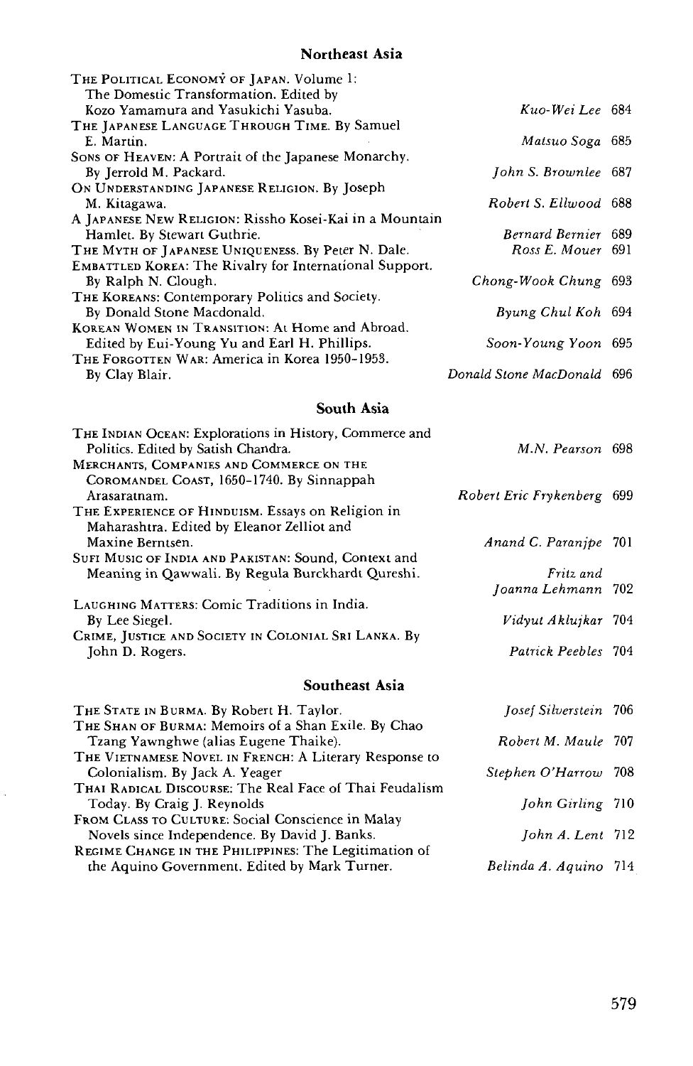## Northeast Asia

| | | |
|---|---|---|
| The Political Economy of Japan. Volume 1: The Domestic Transformation. Edited by Kozo Yamamura and Yasukichi Yasuba. | *Kuo-Wei Lee* | 684 |
| The Japanese Language Through Time. By Samuel E. Martin. | *Matsuo Soga* | 685 |
| Sons of Heaven: A Portrait of the Japanese Monarchy. By Jerrold M. Packard. | *John S. Brownlee* | 687 |
| On Understanding Japanese Religion. By Joseph M. Kitagawa. | *Robert S. Ellwood* | 688 |
| A Japanese New Religion: Rissho Kosei-Kai in a Mountain Hamlet. By Stewart Guthrie. | *Bernard Bernier* | 689 |
| The Myth of Japanese Uniqueness. By Peter N. Dale. | *Ross E. Mouer* | 691 |
| Embattled Korea: The Rivalry for International Support. By Ralph N. Clough. | *Chong-Wook Chung* | 693 |
| The Koreans: Contemporary Politics and Society. By Donald Stone Macdonald. | *Byung Chul Koh* | 694 |
| Korean Women in Transition: At Home and Abroad. Edited by Eui-Young Yu and Earl H. Phillips. | *Soon-Young Yoon* | 695 |
| The Forgotten War: America in Korea 1950–1953. By Clay Blair. | *Donald Stone MacDonald* | 696 |

## South Asia

| | | |
|---|---|---|
| The Indian Ocean: Explorations in History, Commerce and Politics. Edited by Satish Chandra. | *M.N. Pearson* | 698 |
| Merchants, Companies and Commerce on the Coromandel Coast, 1650–1740. By Sinnappah Arasaratnam. | *Robert Eric Frykenberg* | 699 |
| The Experience of Hinduism. Essays on Religion in Maharashtra. Edited by Eleanor Zelliot and Maxine Berntsen. | *Anand C. Paranjpe* | 701 |
| Sufi Music of India and Pakistan: Sound, Context and Meaning in Qawwali. By Regula Burckhardt Qureshi. | *Fritz and Joanna Lehmann* | 702 |
| Laughing Matters: Comic Traditions in India. By Lee Siegel. | *Vidyut Aklujkar* | 704 |
| Crime, Justice and Society in Colonial Sri Lanka. By John D. Rogers. | *Patrick Peebles* | 704 |

## Southeast Asia

| | | |
|---|---|---|
| The State in Burma. By Robert H. Taylor. | *Josef Silverstein* | 706 |
| The Shan of Burma: Memoirs of a Shan Exile. By Chao Tzang Yawnghwe (alias Eugene Thaike). | *Robert M. Maule* | 707 |
| The Vietnamese Novel in French: A Literary Response to Colonialism. By Jack A. Yeager | *Stephen O'Harrow* | 708 |
| Thai Radical Discourse: The Real Face of Thai Feudalism Today. By Craig J. Reynolds | *John Girling* | 710 |
| From Class to Culture: Social Conscience in Malay Novels since Independence. By David J. Banks. | *John A. Lent* | 712 |
| Regime Change in the Philippines: The Legitimation of the Aquino Government. Edited by Mark Turner. | *Belinda A. Aquino* | 714 |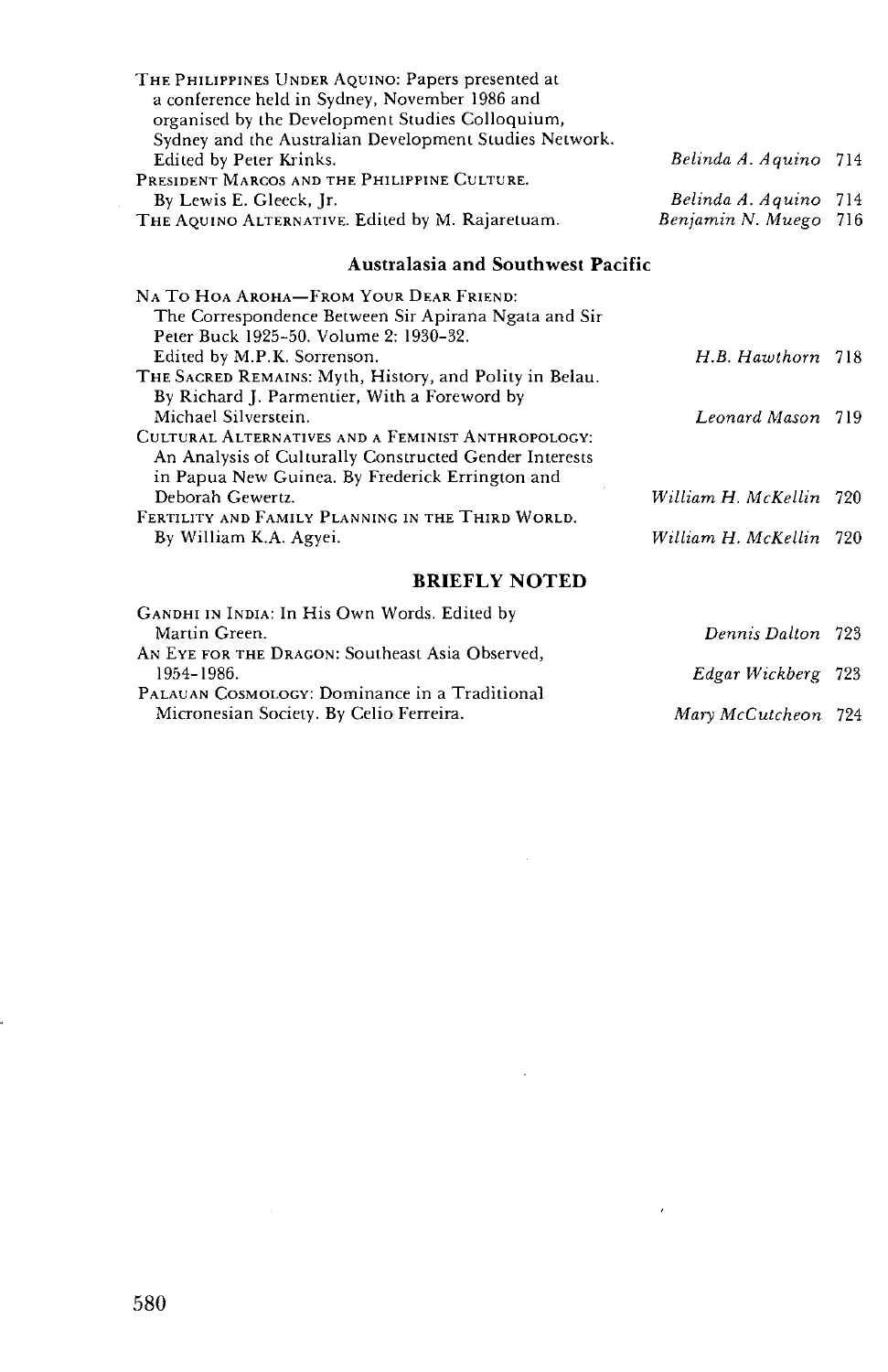THE PHILIPPINES UNDER AQUINO: Papers presented at a conference held in Sydney, November 1986 and organised by the Development Studies Colloquium, Sydney and the Australian Development Studies Network. Edited by Peter Krinks. — *Belinda A. Aquino* 714

PRESIDENT MARCOS AND THE PHILIPPINE CULTURE. By Lewis E. Gleeck, Jr. — *Belinda A. Aquino* 714

THE AQUINO ALTERNATIVE. Edited by M. Rajaretuam. — *Benjamin N. Muego* 716

### Australasia and Southwest Pacific

NA TO HOA AROHA—FROM YOUR DEAR FRIEND: The Correspondence Between Sir Apirana Ngata and Sir Peter Buck 1925-50. Volume 2: 1930-32. Edited by M.P.K. Sorrenson. — *H.B. Hawthorn* 718

THE SACRED REMAINS: Myth, History, and Polity in Belau. By Richard J. Parmentier, With a Foreword by Michael Silverstein. — *Leonard Mason* 719

CULTURAL ALTERNATIVES AND A FEMINIST ANTHROPOLOGY: An Analysis of Culturally Constructed Gender Interests in Papua New Guinea. By Frederick Errington and Deborah Gewertz. — *William H. McKellin* 720

FERTILITY AND FAMILY PLANNING IN THE THIRD WORLD. By William K.A. Agyei. — *William H. McKellin* 720

## BRIEFLY NOTED

GANDHI IN INDIA: In His Own Words. Edited by Martin Green. — *Dennis Dalton* 723

AN EYE FOR THE DRAGON: Southeast Asia Observed, 1954-1986. — *Edgar Wickberg* 723

PALAUAN COSMOLOGY: Dominance in a Traditional Micronesian Society. By Celio Ferreira. — *Mary McCutcheon* 724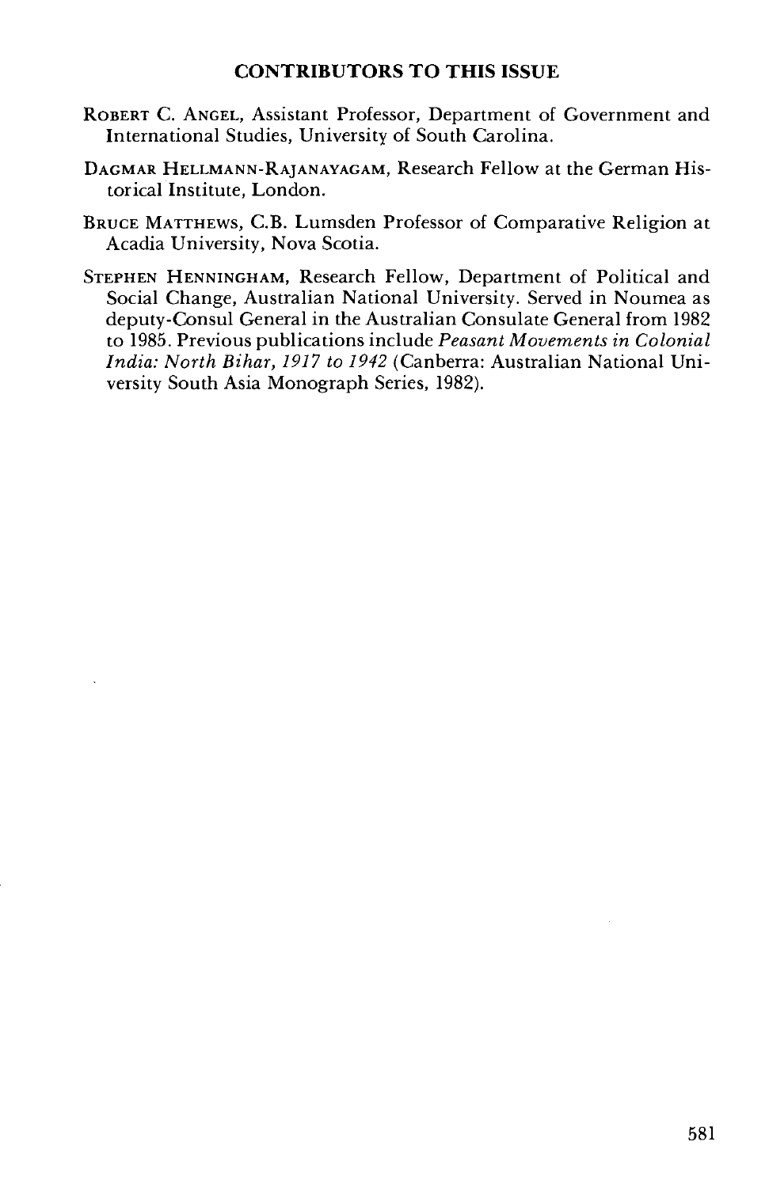## CONTRIBUTORS TO THIS ISSUE

ROBERT C. ANGEL, Assistant Professor, Department of Government and International Studies, University of South Carolina.

DAGMAR HELLMANN-RAJANAYAGAM, Research Fellow at the German Historical Institute, London.

BRUCE MATTHEWS, C.B. Lumsden Professor of Comparative Religion at Acadia University, Nova Scotia.

STEPHEN HENNINGHAM, Research Fellow, Department of Political and Social Change, Australian National University. Served in Noumea as deputy-Consul General in the Australian Consulate General from 1982 to 1985. Previous publications include *Peasant Movements in Colonial India: North Bihar, 1917 to 1942* (Canberra: Australian National University South Asia Monograph Series, 1982).